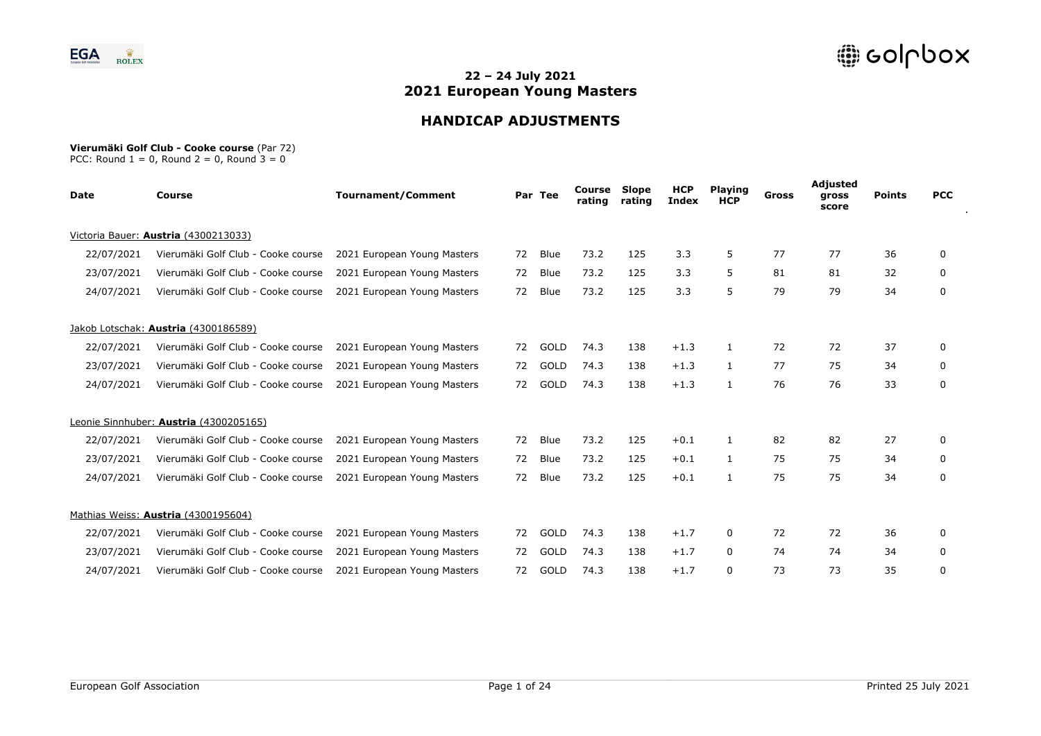# 22 – 24 July 2021
# 2021 European Young Masters

## HANDICAP ADJUSTMENTS

**Vierumäki Golf Club - Cooke course** (Par 72)
PCC: Round 1 = 0, Round 2 = 0, Round 3 = 0

| Date | Course | Tournament/Comment | Par | Tee | Course rating | Slope rating | HCP Index | Playing HCP | Gross | Adjusted gross score | Points | PCC |
|---|---|---|---|---|---|---|---|---|---|---|---|---|
| Victoria Bauer: **Austria** (4300213033) | | | | | | | | | | | | |
| 22/07/2021 | Vierumäki Golf Club - Cooke course | 2021 European Young Masters | 72 | Blue | 73.2 | 125 | 3.3 | 5 | 77 | 77 | 36 | 0 |
| 23/07/2021 | Vierumäki Golf Club - Cooke course | 2021 European Young Masters | 72 | Blue | 73.2 | 125 | 3.3 | 5 | 81 | 81 | 32 | 0 |
| 24/07/2021 | Vierumäki Golf Club - Cooke course | 2021 European Young Masters | 72 | Blue | 73.2 | 125 | 3.3 | 5 | 79 | 79 | 34 | 0 |
| Jakob Lotschak: **Austria** (4300186589) | | | | | | | | | | | | |
| 22/07/2021 | Vierumäki Golf Club - Cooke course | 2021 European Young Masters | 72 | GOLD | 74.3 | 138 | +1.3 | 1 | 72 | 72 | 37 | 0 |
| 23/07/2021 | Vierumäki Golf Club - Cooke course | 2021 European Young Masters | 72 | GOLD | 74.3 | 138 | +1.3 | 1 | 77 | 75 | 34 | 0 |
| 24/07/2021 | Vierumäki Golf Club - Cooke course | 2021 European Young Masters | 72 | GOLD | 74.3 | 138 | +1.3 | 1 | 76 | 76 | 33 | 0 |
| Leonie Sinnhuber: **Austria** (4300205165) | | | | | | | | | | | | |
| 22/07/2021 | Vierumäki Golf Club - Cooke course | 2021 European Young Masters | 72 | Blue | 73.2 | 125 | +0.1 | 1 | 82 | 82 | 27 | 0 |
| 23/07/2021 | Vierumäki Golf Club - Cooke course | 2021 European Young Masters | 72 | Blue | 73.2 | 125 | +0.1 | 1 | 75 | 75 | 34 | 0 |
| 24/07/2021 | Vierumäki Golf Club - Cooke course | 2021 European Young Masters | 72 | Blue | 73.2 | 125 | +0.1 | 1 | 75 | 75 | 34 | 0 |
| Mathias Weiss: **Austria** (4300195604) | | | | | | | | | | | | |
| 22/07/2021 | Vierumäki Golf Club - Cooke course | 2021 European Young Masters | 72 | GOLD | 74.3 | 138 | +1.7 | 0 | 72 | 72 | 36 | 0 |
| 23/07/2021 | Vierumäki Golf Club - Cooke course | 2021 European Young Masters | 72 | GOLD | 74.3 | 138 | +1.7 | 0 | 74 | 74 | 34 | 0 |
| 24/07/2021 | Vierumäki Golf Club - Cooke course | 2021 European Young Masters | 72 | GOLD | 74.3 | 138 | +1.7 | 0 | 73 | 73 | 35 | 0 |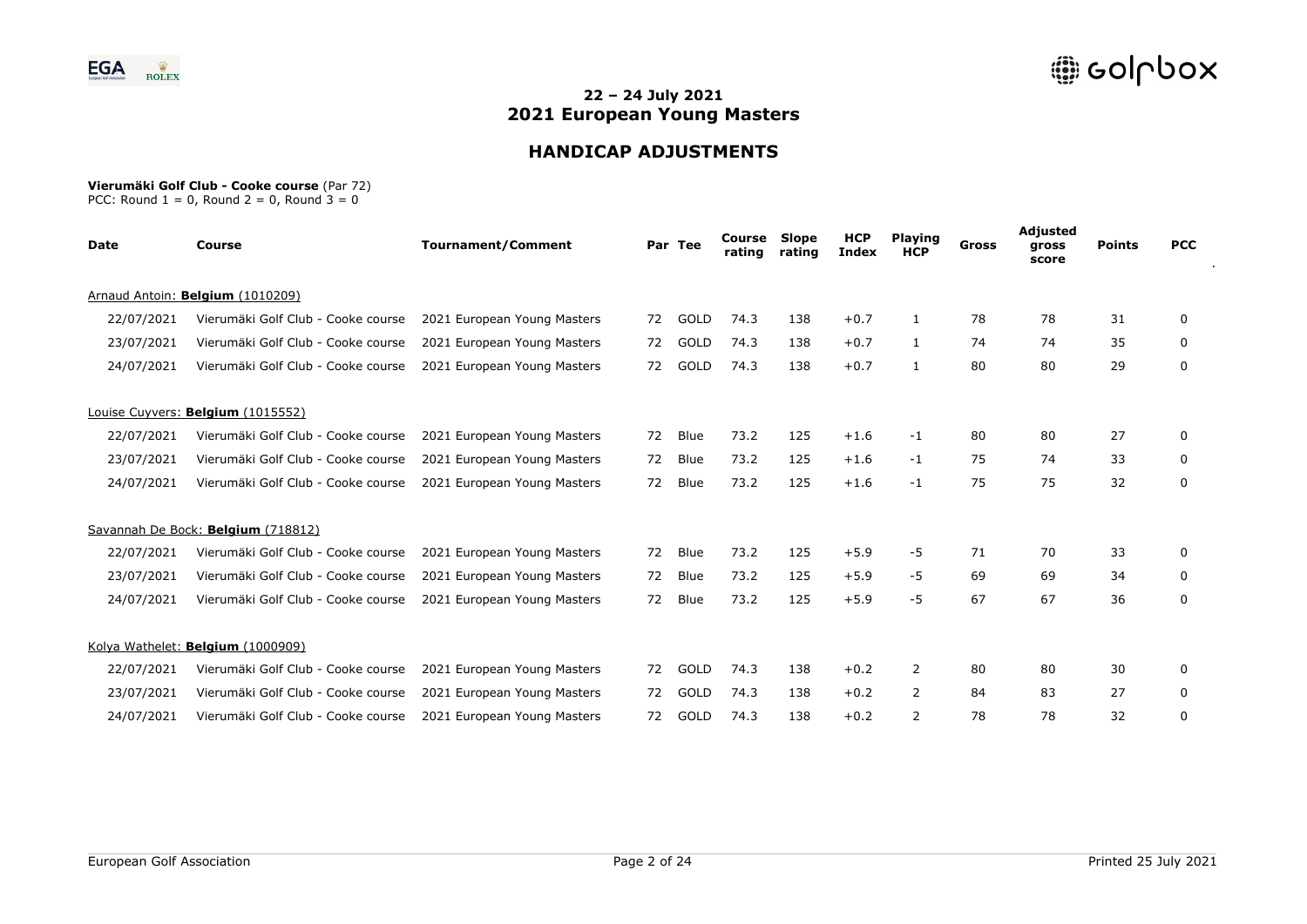# 22 – 24 July 2021
# 2021 European Young Masters

## HANDICAP ADJUSTMENTS

**Vierumäki Golf Club - Cooke course** (Par 72)
PCC: Round 1 = 0, Round 2 = 0, Round 3 = 0

| Date | Course | Tournament/Comment | Par | Tee | Course rating | Slope rating | HCP Index | Playing HCP | Gross | Adjusted gross score | Points | PCC |
|---|---|---|---|---|---|---|---|---|---|---|---|---|
| Arnaud Antoin: **Belgium** (1010209) | | | | | | | | | | | | |
| 22/07/2021 | Vierumäki Golf Club - Cooke course | 2021 European Young Masters | 72 | GOLD | 74.3 | 138 | +0.7 | 1 | 78 | 78 | 31 | 0 |
| 23/07/2021 | Vierumäki Golf Club - Cooke course | 2021 European Young Masters | 72 | GOLD | 74.3 | 138 | +0.7 | 1 | 74 | 74 | 35 | 0 |
| 24/07/2021 | Vierumäki Golf Club - Cooke course | 2021 European Young Masters | 72 | GOLD | 74.3 | 138 | +0.7 | 1 | 80 | 80 | 29 | 0 |
| Louise Cuyvers: **Belgium** (1015552) | | | | | | | | | | | | |
| 22/07/2021 | Vierumäki Golf Club - Cooke course | 2021 European Young Masters | 72 | Blue | 73.2 | 125 | +1.6 | -1 | 80 | 80 | 27 | 0 |
| 23/07/2021 | Vierumäki Golf Club - Cooke course | 2021 European Young Masters | 72 | Blue | 73.2 | 125 | +1.6 | -1 | 75 | 74 | 33 | 0 |
| 24/07/2021 | Vierumäki Golf Club - Cooke course | 2021 European Young Masters | 72 | Blue | 73.2 | 125 | +1.6 | -1 | 75 | 75 | 32 | 0 |
| Savannah De Bock: **Belgium** (718812) | | | | | | | | | | | | |
| 22/07/2021 | Vierumäki Golf Club - Cooke course | 2021 European Young Masters | 72 | Blue | 73.2 | 125 | +5.9 | -5 | 71 | 70 | 33 | 0 |
| 23/07/2021 | Vierumäki Golf Club - Cooke course | 2021 European Young Masters | 72 | Blue | 73.2 | 125 | +5.9 | -5 | 69 | 69 | 34 | 0 |
| 24/07/2021 | Vierumäki Golf Club - Cooke course | 2021 European Young Masters | 72 | Blue | 73.2 | 125 | +5.9 | -5 | 67 | 67 | 36 | 0 |
| Kolya Wathelet: **Belgium** (1000909) | | | | | | | | | | | | |
| 22/07/2021 | Vierumäki Golf Club - Cooke course | 2021 European Young Masters | 72 | GOLD | 74.3 | 138 | +0.2 | 2 | 80 | 80 | 30 | 0 |
| 23/07/2021 | Vierumäki Golf Club - Cooke course | 2021 European Young Masters | 72 | GOLD | 74.3 | 138 | +0.2 | 2 | 84 | 83 | 27 | 0 |
| 24/07/2021 | Vierumäki Golf Club - Cooke course | 2021 European Young Masters | 72 | GOLD | 74.3 | 138 | +0.2 | 2 | 78 | 78 | 32 | 0 |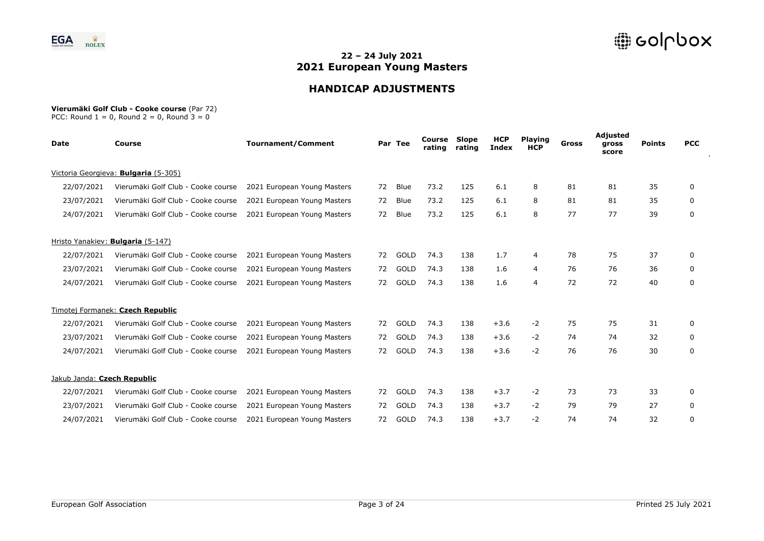## 22 – 24 July 2021
## 2021 European Young Masters

# HANDICAP ADJUSTMENTS

**Vierumäki Golf Club - Cooke course** (Par 72)
PCC: Round 1 = 0, Round 2 = 0, Round 3 = 0

| Date | Course | Tournament/Comment | Par | Tee | Course rating | Slope rating | HCP Index | Playing HCP | Gross | Adjusted gross score | Points | PCC |
|---|---|---|---|---|---|---|---|---|---|---|---|---|
| Victoria Georgieva: **Bulgaria** (5-305) | | | | | | | | | | | | |
| 22/07/2021 | Vierumäki Golf Club - Cooke course | 2021 European Young Masters | 72 | Blue | 73.2 | 125 | 6.1 | 8 | 81 | 81 | 35 | 0 |
| 23/07/2021 | Vierumäki Golf Club - Cooke course | 2021 European Young Masters | 72 | Blue | 73.2 | 125 | 6.1 | 8 | 81 | 81 | 35 | 0 |
| 24/07/2021 | Vierumäki Golf Club - Cooke course | 2021 European Young Masters | 72 | Blue | 73.2 | 125 | 6.1 | 8 | 77 | 77 | 39 | 0 |
| Hristo Yanakiev: **Bulgaria** (5-147) | | | | | | | | | | | | |
| 22/07/2021 | Vierumäki Golf Club - Cooke course | 2021 European Young Masters | 72 | GOLD | 74.3 | 138 | 1.7 | 4 | 78 | 75 | 37 | 0 |
| 23/07/2021 | Vierumäki Golf Club - Cooke course | 2021 European Young Masters | 72 | GOLD | 74.3 | 138 | 1.6 | 4 | 76 | 76 | 36 | 0 |
| 24/07/2021 | Vierumäki Golf Club - Cooke course | 2021 European Young Masters | 72 | GOLD | 74.3 | 138 | 1.6 | 4 | 72 | 72 | 40 | 0 |
| Timotej Formanek: **Czech Republic** | | | | | | | | | | | | |
| 22/07/2021 | Vierumäki Golf Club - Cooke course | 2021 European Young Masters | 72 | GOLD | 74.3 | 138 | +3.6 | -2 | 75 | 75 | 31 | 0 |
| 23/07/2021 | Vierumäki Golf Club - Cooke course | 2021 European Young Masters | 72 | GOLD | 74.3 | 138 | +3.6 | -2 | 74 | 74 | 32 | 0 |
| 24/07/2021 | Vierumäki Golf Club - Cooke course | 2021 European Young Masters | 72 | GOLD | 74.3 | 138 | +3.6 | -2 | 76 | 76 | 30 | 0 |
| Jakub Janda: **Czech Republic** | | | | | | | | | | | | |
| 22/07/2021 | Vierumäki Golf Club - Cooke course | 2021 European Young Masters | 72 | GOLD | 74.3 | 138 | +3.7 | -2 | 73 | 73 | 33 | 0 |
| 23/07/2021 | Vierumäki Golf Club - Cooke course | 2021 European Young Masters | 72 | GOLD | 74.3 | 138 | +3.7 | -2 | 79 | 79 | 27 | 0 |
| 24/07/2021 | Vierumäki Golf Club - Cooke course | 2021 European Young Masters | 72 | GOLD | 74.3 | 138 | +3.7 | -2 | 74 | 74 | 32 | 0 |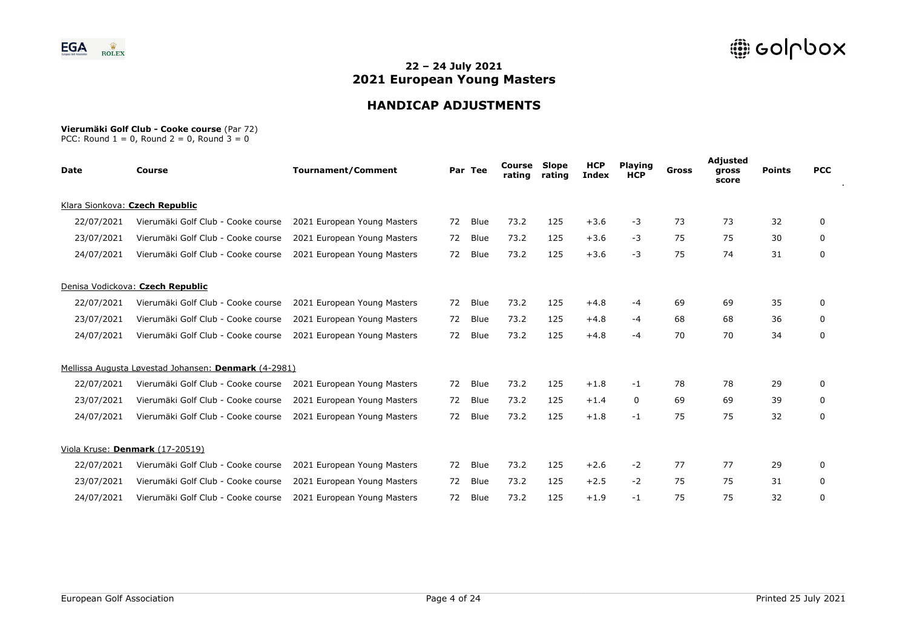## 22 – 24 July 2021
## 2021 European Young Masters

# HANDICAP ADJUSTMENTS

**Vierumäki Golf Club - Cooke course** (Par 72)
PCC: Round 1 = 0, Round 2 = 0, Round 3 = 0

| Date | Course | Tournament/Comment | Par | Tee | Course rating | Slope rating | HCP Index | Playing HCP | Gross | Adjusted gross score | Points | PCC |
|---|---|---|---|---|---|---|---|---|---|---|---|---|
| Klara Sionkova: **Czech Republic** | | | | | | | | | | | | |
| 22/07/2021 | Vierumäki Golf Club - Cooke course | 2021 European Young Masters | 72 | Blue | 73.2 | 125 | +3.6 | -3 | 73 | 73 | 32 | 0 |
| 23/07/2021 | Vierumäki Golf Club - Cooke course | 2021 European Young Masters | 72 | Blue | 73.2 | 125 | +3.6 | -3 | 75 | 75 | 30 | 0 |
| 24/07/2021 | Vierumäki Golf Club - Cooke course | 2021 European Young Masters | 72 | Blue | 73.2 | 125 | +3.6 | -3 | 75 | 74 | 31 | 0 |
| Denisa Vodickova: **Czech Republic** | | | | | | | | | | | | |
| 22/07/2021 | Vierumäki Golf Club - Cooke course | 2021 European Young Masters | 72 | Blue | 73.2 | 125 | +4.8 | -4 | 69 | 69 | 35 | 0 |
| 23/07/2021 | Vierumäki Golf Club - Cooke course | 2021 European Young Masters | 72 | Blue | 73.2 | 125 | +4.8 | -4 | 68 | 68 | 36 | 0 |
| 24/07/2021 | Vierumäki Golf Club - Cooke course | 2021 European Young Masters | 72 | Blue | 73.2 | 125 | +4.8 | -4 | 70 | 70 | 34 | 0 |
| Mellissa Augusta Løvestad Johansen: **Denmark** (4-2981) | | | | | | | | | | | | |
| 22/07/2021 | Vierumäki Golf Club - Cooke course | 2021 European Young Masters | 72 | Blue | 73.2 | 125 | +1.8 | -1 | 78 | 78 | 29 | 0 |
| 23/07/2021 | Vierumäki Golf Club - Cooke course | 2021 European Young Masters | 72 | Blue | 73.2 | 125 | +1.4 | 0 | 69 | 69 | 39 | 0 |
| 24/07/2021 | Vierumäki Golf Club - Cooke course | 2021 European Young Masters | 72 | Blue | 73.2 | 125 | +1.8 | -1 | 75 | 75 | 32 | 0 |
| Viola Kruse: **Denmark** (17-20519) | | | | | | | | | | | | |
| 22/07/2021 | Vierumäki Golf Club - Cooke course | 2021 European Young Masters | 72 | Blue | 73.2 | 125 | +2.6 | -2 | 77 | 77 | 29 | 0 |
| 23/07/2021 | Vierumäki Golf Club - Cooke course | 2021 European Young Masters | 72 | Blue | 73.2 | 125 | +2.5 | -2 | 75 | 75 | 31 | 0 |
| 24/07/2021 | Vierumäki Golf Club - Cooke course | 2021 European Young Masters | 72 | Blue | 73.2 | 125 | +1.9 | -1 | 75 | 75 | 32 | 0 |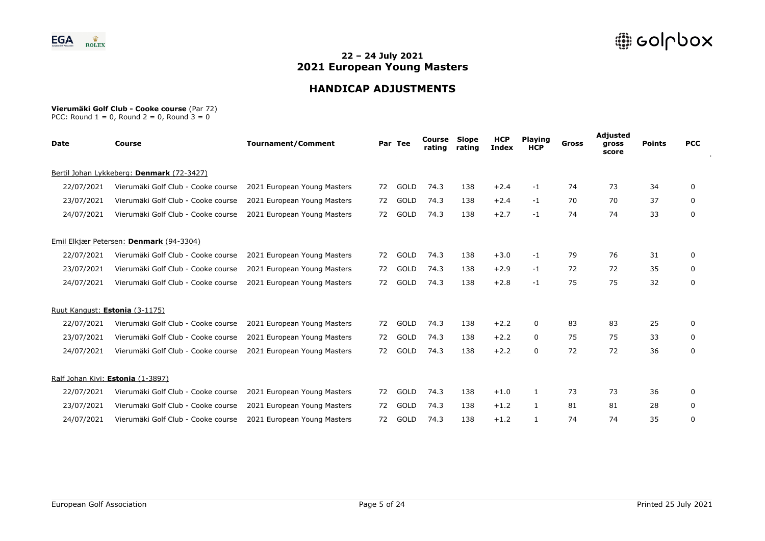## 22 – 24 July 2021
# 2021 European Young Masters

## HANDICAP ADJUSTMENTS

**Vierumäki Golf Club - Cooke course** (Par 72)
PCC: Round 1 = 0, Round 2 = 0, Round 3 = 0

| Date | Course | Tournament/Comment | Par | Tee | Course rating | Slope rating | HCP Index | Playing HCP | Gross | Adjusted gross score | Points | PCC |
|---|---|---|---|---|---|---|---|---|---|---|---|---|
| Bertil Johan Lykkeberg: **Denmark** (72-3427) | | | | | | | | | | | | |
| 22/07/2021 | Vierumäki Golf Club - Cooke course | 2021 European Young Masters | 72 | GOLD | 74.3 | 138 | +2.4 | -1 | 74 | 73 | 34 | 0 |
| 23/07/2021 | Vierumäki Golf Club - Cooke course | 2021 European Young Masters | 72 | GOLD | 74.3 | 138 | +2.4 | -1 | 70 | 70 | 37 | 0 |
| 24/07/2021 | Vierumäki Golf Club - Cooke course | 2021 European Young Masters | 72 | GOLD | 74.3 | 138 | +2.7 | -1 | 74 | 74 | 33 | 0 |
| Emil Elkjær Petersen: **Denmark** (94-3304) | | | | | | | | | | | | |
| 22/07/2021 | Vierumäki Golf Club - Cooke course | 2021 European Young Masters | 72 | GOLD | 74.3 | 138 | +3.0 | -1 | 79 | 76 | 31 | 0 |
| 23/07/2021 | Vierumäki Golf Club - Cooke course | 2021 European Young Masters | 72 | GOLD | 74.3 | 138 | +2.9 | -1 | 72 | 72 | 35 | 0 |
| 24/07/2021 | Vierumäki Golf Club - Cooke course | 2021 European Young Masters | 72 | GOLD | 74.3 | 138 | +2.8 | -1 | 75 | 75 | 32 | 0 |
| Ruut Kangust: **Estonia** (3-1175) | | | | | | | | | | | | |
| 22/07/2021 | Vierumäki Golf Club - Cooke course | 2021 European Young Masters | 72 | GOLD | 74.3 | 138 | +2.2 | 0 | 83 | 83 | 25 | 0 |
| 23/07/2021 | Vierumäki Golf Club - Cooke course | 2021 European Young Masters | 72 | GOLD | 74.3 | 138 | +2.2 | 0 | 75 | 75 | 33 | 0 |
| 24/07/2021 | Vierumäki Golf Club - Cooke course | 2021 European Young Masters | 72 | GOLD | 74.3 | 138 | +2.2 | 0 | 72 | 72 | 36 | 0 |
| Ralf Johan Kivi: **Estonia** (1-3897) | | | | | | | | | | | | |
| 22/07/2021 | Vierumäki Golf Club - Cooke course | 2021 European Young Masters | 72 | GOLD | 74.3 | 138 | +1.0 | 1 | 73 | 73 | 36 | 0 |
| 23/07/2021 | Vierumäki Golf Club - Cooke course | 2021 European Young Masters | 72 | GOLD | 74.3 | 138 | +1.2 | 1 | 81 | 81 | 28 | 0 |
| 24/07/2021 | Vierumäki Golf Club - Cooke course | 2021 European Young Masters | 72 | GOLD | 74.3 | 138 | +1.2 | 1 | 74 | 74 | 35 | 0 |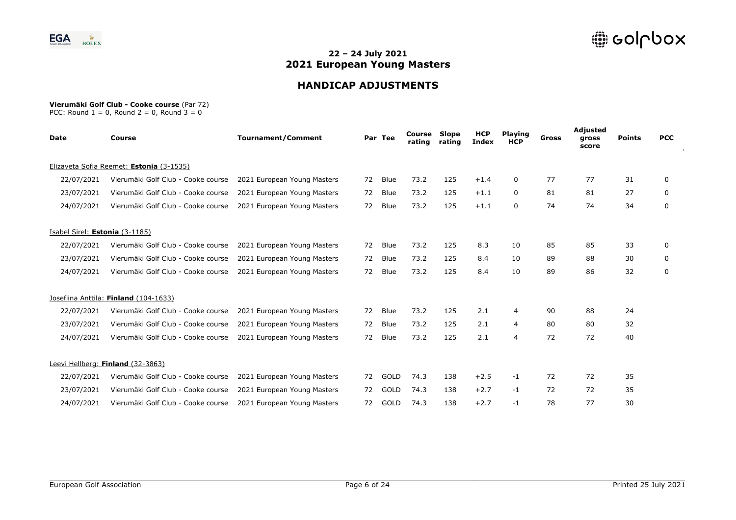## 22 – 24 July 2021
## 2021 European Young Masters

## HANDICAP ADJUSTMENTS

**Vierumäki Golf Club - Cooke course** (Par 72)
PCC: Round 1 = 0, Round 2 = 0, Round 3 = 0

| Date | Course | Tournament/Comment | Par | Tee | Course rating | Slope rating | HCP Index | Playing HCP | Gross | Adjusted gross score | Points | PCC |
|---|---|---|---|---|---|---|---|---|---|---|---|---|
| Elizaveta Sofia Reemet: **Estonia** (3-1535) | | | | | | | | | | | | |
| 22/07/2021 | Vierumäki Golf Club - Cooke course | 2021 European Young Masters | 72 | Blue | 73.2 | 125 | +1.4 | 0 | 77 | 77 | 31 | 0 |
| 23/07/2021 | Vierumäki Golf Club - Cooke course | 2021 European Young Masters | 72 | Blue | 73.2 | 125 | +1.1 | 0 | 81 | 81 | 27 | 0 |
| 24/07/2021 | Vierumäki Golf Club - Cooke course | 2021 European Young Masters | 72 | Blue | 73.2 | 125 | +1.1 | 0 | 74 | 74 | 34 | 0 |
| Isabel Sirel: **Estonia** (3-1185) | | | | | | | | | | | | |
| 22/07/2021 | Vierumäki Golf Club - Cooke course | 2021 European Young Masters | 72 | Blue | 73.2 | 125 | 8.3 | 10 | 85 | 85 | 33 | 0 |
| 23/07/2021 | Vierumäki Golf Club - Cooke course | 2021 European Young Masters | 72 | Blue | 73.2 | 125 | 8.4 | 10 | 89 | 88 | 30 | 0 |
| 24/07/2021 | Vierumäki Golf Club - Cooke course | 2021 European Young Masters | 72 | Blue | 73.2 | 125 | 8.4 | 10 | 89 | 86 | 32 | 0 |
| Josefiina Anttila: **Finland** (104-1633) | | | | | | | | | | | | |
| 22/07/2021 | Vierumäki Golf Club - Cooke course | 2021 European Young Masters | 72 | Blue | 73.2 | 125 | 2.1 | 4 | 90 | 88 | 24 | |
| 23/07/2021 | Vierumäki Golf Club - Cooke course | 2021 European Young Masters | 72 | Blue | 73.2 | 125 | 2.1 | 4 | 80 | 80 | 32 | |
| 24/07/2021 | Vierumäki Golf Club - Cooke course | 2021 European Young Masters | 72 | Blue | 73.2 | 125 | 2.1 | 4 | 72 | 72 | 40 | |
| Leevi Hellberg: **Finland** (32-3863) | | | | | | | | | | | | |
| 22/07/2021 | Vierumäki Golf Club - Cooke course | 2021 European Young Masters | 72 | GOLD | 74.3 | 138 | +2.5 | -1 | 72 | 72 | 35 | |
| 23/07/2021 | Vierumäki Golf Club - Cooke course | 2021 European Young Masters | 72 | GOLD | 74.3 | 138 | +2.7 | -1 | 72 | 72 | 35 | |
| 24/07/2021 | Vierumäki Golf Club - Cooke course | 2021 European Young Masters | 72 | GOLD | 74.3 | 138 | +2.7 | -1 | 78 | 77 | 30 | |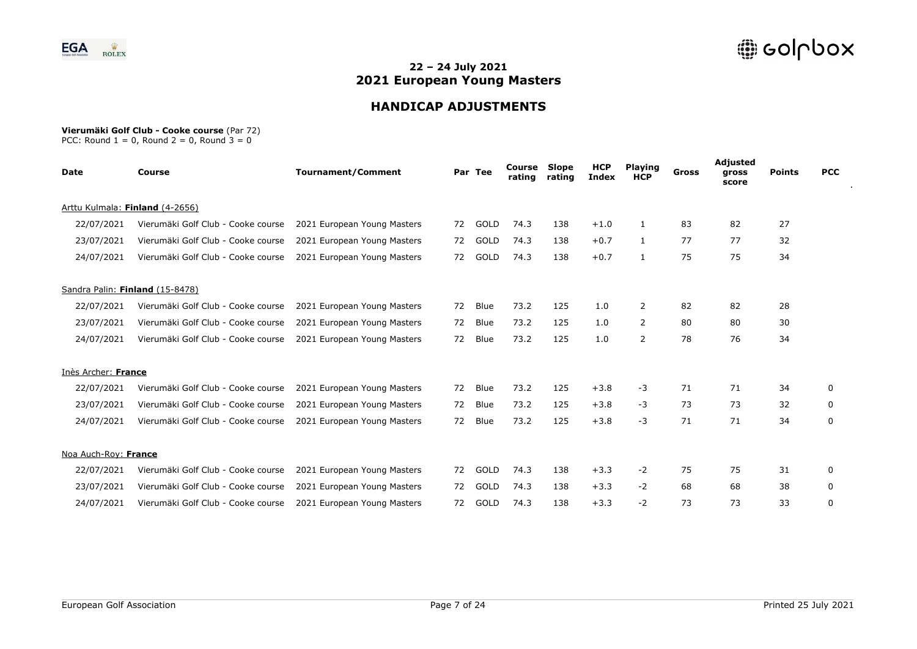# 22 – 24 July 2021
# 2021 European Young Masters

## HANDICAP ADJUSTMENTS

**Vierumäki Golf Club - Cooke course** (Par 72)
PCC: Round 1 = 0, Round 2 = 0, Round 3 = 0

| Date | Course | Tournament/Comment | Par | Tee | Course rating | Slope rating | HCP Index | Playing HCP | Gross | Adjusted gross score | Points | PCC |
|---|---|---|---|---|---|---|---|---|---|---|---|---|
| Arttu Kulmala: **Finland** (4-2656) | | | | | | | | | | | | |
| 22/07/2021 | Vierumäki Golf Club - Cooke course | 2021 European Young Masters | 72 | GOLD | 74.3 | 138 | +1.0 | 1 | 83 | 82 | 27 | |
| 23/07/2021 | Vierumäki Golf Club - Cooke course | 2021 European Young Masters | 72 | GOLD | 74.3 | 138 | +0.7 | 1 | 77 | 77 | 32 | |
| 24/07/2021 | Vierumäki Golf Club - Cooke course | 2021 European Young Masters | 72 | GOLD | 74.3 | 138 | +0.7 | 1 | 75 | 75 | 34 | |
| Sandra Palin: **Finland** (15-8478) | | | | | | | | | | | | |
| 22/07/2021 | Vierumäki Golf Club - Cooke course | 2021 European Young Masters | 72 | Blue | 73.2 | 125 | 1.0 | 2 | 82 | 82 | 28 | |
| 23/07/2021 | Vierumäki Golf Club - Cooke course | 2021 European Young Masters | 72 | Blue | 73.2 | 125 | 1.0 | 2 | 80 | 80 | 30 | |
| 24/07/2021 | Vierumäki Golf Club - Cooke course | 2021 European Young Masters | 72 | Blue | 73.2 | 125 | 1.0 | 2 | 78 | 76 | 34 | |
| Inès Archer: **France** | | | | | | | | | | | | |
| 22/07/2021 | Vierumäki Golf Club - Cooke course | 2021 European Young Masters | 72 | Blue | 73.2 | 125 | +3.8 | -3 | 71 | 71 | 34 | 0 |
| 23/07/2021 | Vierumäki Golf Club - Cooke course | 2021 European Young Masters | 72 | Blue | 73.2 | 125 | +3.8 | -3 | 73 | 73 | 32 | 0 |
| 24/07/2021 | Vierumäki Golf Club - Cooke course | 2021 European Young Masters | 72 | Blue | 73.2 | 125 | +3.8 | -3 | 71 | 71 | 34 | 0 |
| Noa Auch-Roy: **France** | | | | | | | | | | | | |
| 22/07/2021 | Vierumäki Golf Club - Cooke course | 2021 European Young Masters | 72 | GOLD | 74.3 | 138 | +3.3 | -2 | 75 | 75 | 31 | 0 |
| 23/07/2021 | Vierumäki Golf Club - Cooke course | 2021 European Young Masters | 72 | GOLD | 74.3 | 138 | +3.3 | -2 | 68 | 68 | 38 | 0 |
| 24/07/2021 | Vierumäki Golf Club - Cooke course | 2021 European Young Masters | 72 | GOLD | 74.3 | 138 | +3.3 | -2 | 73 | 73 | 33 | 0 |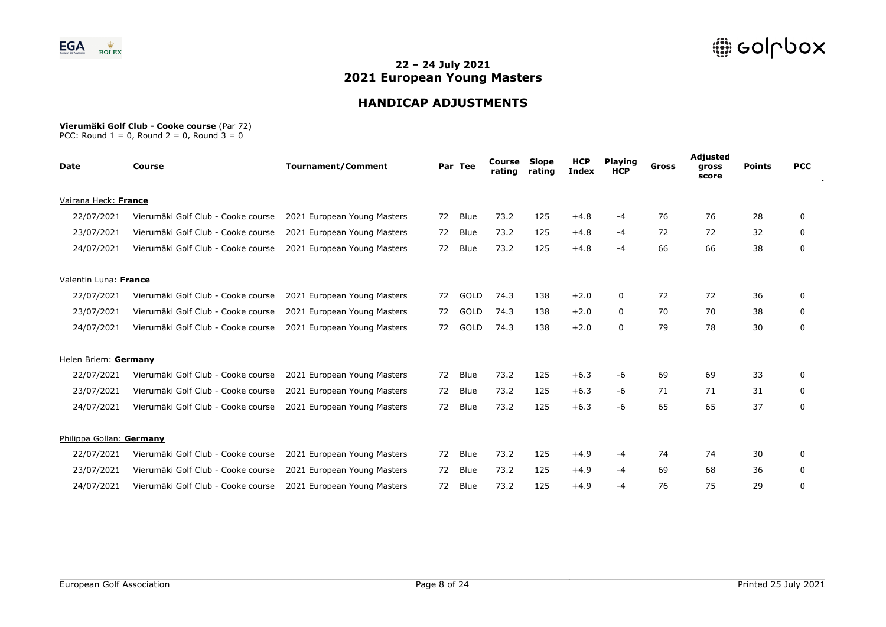## 22 – 24 July 2021
## 2021 European Young Masters

# HANDICAP ADJUSTMENTS

**Vierumäki Golf Club - Cooke course** (Par 72)
PCC: Round 1 = 0, Round 2 = 0, Round 3 = 0

| Date | Course | Tournament/Comment | Par | Tee | Course rating | Slope rating | HCP Index | Playing HCP | Gross | Adjusted gross score | Points | PCC |
|---|---|---|---|---|---|---|---|---|---|---|---|---|
| Vairana Heck: **France** | | | | | | | | | | | | |
| 22/07/2021 | Vierumäki Golf Club - Cooke course | 2021 European Young Masters | 72 | Blue | 73.2 | 125 | +4.8 | -4 | 76 | 76 | 28 | 0 |
| 23/07/2021 | Vierumäki Golf Club - Cooke course | 2021 European Young Masters | 72 | Blue | 73.2 | 125 | +4.8 | -4 | 72 | 72 | 32 | 0 |
| 24/07/2021 | Vierumäki Golf Club - Cooke course | 2021 European Young Masters | 72 | Blue | 73.2 | 125 | +4.8 | -4 | 66 | 66 | 38 | 0 |
| Valentin Luna: **France** | | | | | | | | | | | | |
| 22/07/2021 | Vierumäki Golf Club - Cooke course | 2021 European Young Masters | 72 | GOLD | 74.3 | 138 | +2.0 | 0 | 72 | 72 | 36 | 0 |
| 23/07/2021 | Vierumäki Golf Club - Cooke course | 2021 European Young Masters | 72 | GOLD | 74.3 | 138 | +2.0 | 0 | 70 | 70 | 38 | 0 |
| 24/07/2021 | Vierumäki Golf Club - Cooke course | 2021 European Young Masters | 72 | GOLD | 74.3 | 138 | +2.0 | 0 | 79 | 78 | 30 | 0 |
| Helen Briem: **Germany** | | | | | | | | | | | | |
| 22/07/2021 | Vierumäki Golf Club - Cooke course | 2021 European Young Masters | 72 | Blue | 73.2 | 125 | +6.3 | -6 | 69 | 69 | 33 | 0 |
| 23/07/2021 | Vierumäki Golf Club - Cooke course | 2021 European Young Masters | 72 | Blue | 73.2 | 125 | +6.3 | -6 | 71 | 71 | 31 | 0 |
| 24/07/2021 | Vierumäki Golf Club - Cooke course | 2021 European Young Masters | 72 | Blue | 73.2 | 125 | +6.3 | -6 | 65 | 65 | 37 | 0 |
| Philippa Gollan: **Germany** | | | | | | | | | | | | |
| 22/07/2021 | Vierumäki Golf Club - Cooke course | 2021 European Young Masters | 72 | Blue | 73.2 | 125 | +4.9 | -4 | 74 | 74 | 30 | 0 |
| 23/07/2021 | Vierumäki Golf Club - Cooke course | 2021 European Young Masters | 72 | Blue | 73.2 | 125 | +4.9 | -4 | 69 | 68 | 36 | 0 |
| 24/07/2021 | Vierumäki Golf Club - Cooke course | 2021 European Young Masters | 72 | Blue | 73.2 | 125 | +4.9 | -4 | 76 | 75 | 29 | 0 |

European Golf Association — Printed 25 July 2021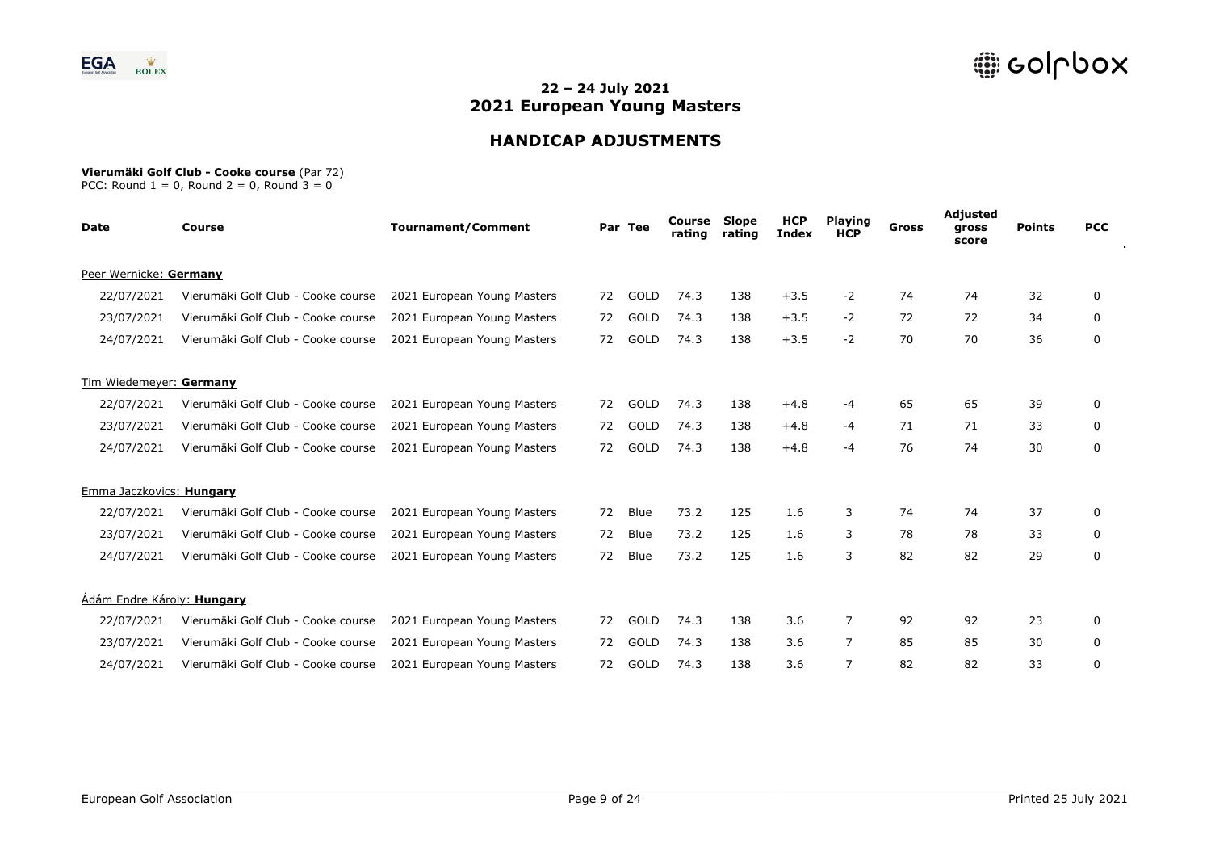## 22 – 24 July 2021
# 2021 European Young Masters

## HANDICAP ADJUSTMENTS

**Vierumäki Golf Club - Cooke course** (Par 72)
PCC: Round 1 = 0, Round 2 = 0, Round 3 = 0

| Date | Course | Tournament/Comment | Par | Tee | Course rating | Slope rating | HCP Index | Playing HCP | Gross | Adjusted gross score | Points | PCC |
|---|---|---|---|---|---|---|---|---|---|---|---|---|
| Peer Wernicke: **Germany** | | | | | | | | | | | | |
| 22/07/2021 | Vierumäki Golf Club - Cooke course | 2021 European Young Masters | 72 | GOLD | 74.3 | 138 | +3.5 | -2 | 74 | 74 | 32 | 0 |
| 23/07/2021 | Vierumäki Golf Club - Cooke course | 2021 European Young Masters | 72 | GOLD | 74.3 | 138 | +3.5 | -2 | 72 | 72 | 34 | 0 |
| 24/07/2021 | Vierumäki Golf Club - Cooke course | 2021 European Young Masters | 72 | GOLD | 74.3 | 138 | +3.5 | -2 | 70 | 70 | 36 | 0 |
| Tim Wiedemeyer: **Germany** | | | | | | | | | | | | |
| 22/07/2021 | Vierumäki Golf Club - Cooke course | 2021 European Young Masters | 72 | GOLD | 74.3 | 138 | +4.8 | -4 | 65 | 65 | 39 | 0 |
| 23/07/2021 | Vierumäki Golf Club - Cooke course | 2021 European Young Masters | 72 | GOLD | 74.3 | 138 | +4.8 | -4 | 71 | 71 | 33 | 0 |
| 24/07/2021 | Vierumäki Golf Club - Cooke course | 2021 European Young Masters | 72 | GOLD | 74.3 | 138 | +4.8 | -4 | 76 | 74 | 30 | 0 |
| Emma Jaczkovics: **Hungary** | | | | | | | | | | | | |
| 22/07/2021 | Vierumäki Golf Club - Cooke course | 2021 European Young Masters | 72 | Blue | 73.2 | 125 | 1.6 | 3 | 74 | 74 | 37 | 0 |
| 23/07/2021 | Vierumäki Golf Club - Cooke course | 2021 European Young Masters | 72 | Blue | 73.2 | 125 | 1.6 | 3 | 78 | 78 | 33 | 0 |
| 24/07/2021 | Vierumäki Golf Club - Cooke course | 2021 European Young Masters | 72 | Blue | 73.2 | 125 | 1.6 | 3 | 82 | 82 | 29 | 0 |
| Ádám Endre Károly: **Hungary** | | | | | | | | | | | | |
| 22/07/2021 | Vierumäki Golf Club - Cooke course | 2021 European Young Masters | 72 | GOLD | 74.3 | 138 | 3.6 | 7 | 92 | 92 | 23 | 0 |
| 23/07/2021 | Vierumäki Golf Club - Cooke course | 2021 European Young Masters | 72 | GOLD | 74.3 | 138 | 3.6 | 7 | 85 | 85 | 30 | 0 |
| 24/07/2021 | Vierumäki Golf Club - Cooke course | 2021 European Young Masters | 72 | GOLD | 74.3 | 138 | 3.6 | 7 | 82 | 82 | 33 | 0 |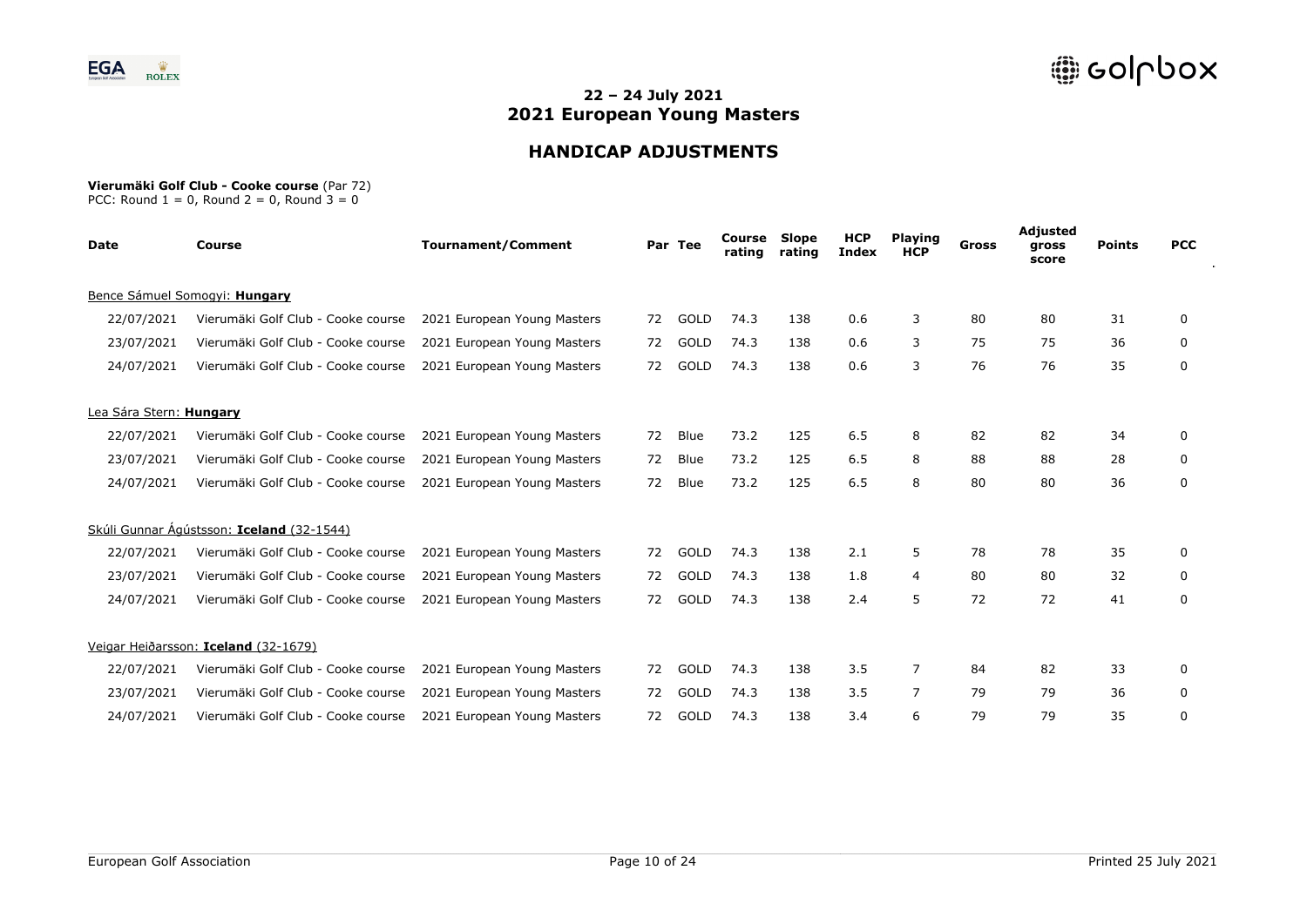## 22 – 24 July 2021
# 2021 European Young Masters

## HANDICAP ADJUSTMENTS

**Vierumäki Golf Club - Cooke course** (Par 72)
PCC: Round 1 = 0, Round 2 = 0, Round 3 = 0

| Date | Course | Tournament/Comment | Par | Tee | Course rating | Slope rating | HCP Index | Playing HCP | Gross | Adjusted gross score | Points | PCC |
|---|---|---|---|---|---|---|---|---|---|---|---|---|
| Bence Sámuel Somogyi: **Hungary** | | | | | | | | | | | | |
| 22/07/2021 | Vierumäki Golf Club - Cooke course | 2021 European Young Masters | 72 | GOLD | 74.3 | 138 | 0.6 | 3 | 80 | 80 | 31 | 0 |
| 23/07/2021 | Vierumäki Golf Club - Cooke course | 2021 European Young Masters | 72 | GOLD | 74.3 | 138 | 0.6 | 3 | 75 | 75 | 36 | 0 |
| 24/07/2021 | Vierumäki Golf Club - Cooke course | 2021 European Young Masters | 72 | GOLD | 74.3 | 138 | 0.6 | 3 | 76 | 76 | 35 | 0 |
| Lea Sára Stern: **Hungary** | | | | | | | | | | | | |
| 22/07/2021 | Vierumäki Golf Club - Cooke course | 2021 European Young Masters | 72 | Blue | 73.2 | 125 | 6.5 | 8 | 82 | 82 | 34 | 0 |
| 23/07/2021 | Vierumäki Golf Club - Cooke course | 2021 European Young Masters | 72 | Blue | 73.2 | 125 | 6.5 | 8 | 88 | 88 | 28 | 0 |
| 24/07/2021 | Vierumäki Golf Club - Cooke course | 2021 European Young Masters | 72 | Blue | 73.2 | 125 | 6.5 | 8 | 80 | 80 | 36 | 0 |
| Skúli Gunnar Ágústsson: **Iceland** (32-1544) | | | | | | | | | | | | |
| 22/07/2021 | Vierumäki Golf Club - Cooke course | 2021 European Young Masters | 72 | GOLD | 74.3 | 138 | 2.1 | 5 | 78 | 78 | 35 | 0 |
| 23/07/2021 | Vierumäki Golf Club - Cooke course | 2021 European Young Masters | 72 | GOLD | 74.3 | 138 | 1.8 | 4 | 80 | 80 | 32 | 0 |
| 24/07/2021 | Vierumäki Golf Club - Cooke course | 2021 European Young Masters | 72 | GOLD | 74.3 | 138 | 2.4 | 5 | 72 | 72 | 41 | 0 |
| Veigar Heiðarsson: **Iceland** (32-1679) | | | | | | | | | | | | |
| 22/07/2021 | Vierumäki Golf Club - Cooke course | 2021 European Young Masters | 72 | GOLD | 74.3 | 138 | 3.5 | 7 | 84 | 82 | 33 | 0 |
| 23/07/2021 | Vierumäki Golf Club - Cooke course | 2021 European Young Masters | 72 | GOLD | 74.3 | 138 | 3.5 | 7 | 79 | 79 | 36 | 0 |
| 24/07/2021 | Vierumäki Golf Club - Cooke course | 2021 European Young Masters | 72 | GOLD | 74.3 | 138 | 3.4 | 6 | 79 | 79 | 35 | 0 |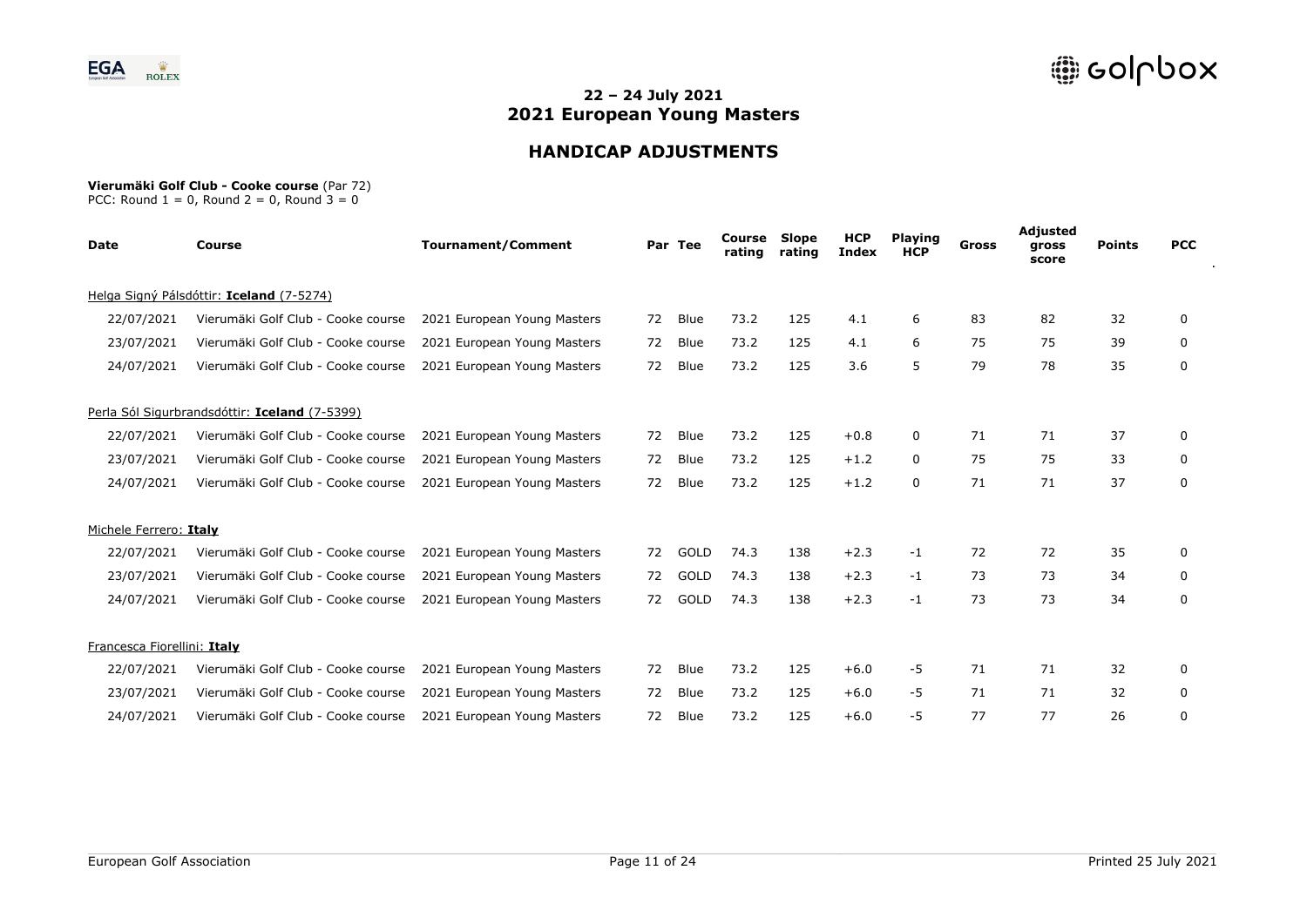## 22 – 24 July 2021
# 2021 European Young Masters

## HANDICAP ADJUSTMENTS

**Vierumäki Golf Club - Cooke course** (Par 72)
PCC: Round 1 = 0, Round 2 = 0, Round 3 = 0

| Date | Course | Tournament/Comment | Par | Tee | Course rating | Slope rating | HCP Index | Playing HCP | Gross | Adjusted gross score | Points | PCC |
|---|---|---|---|---|---|---|---|---|---|---|---|---|
| Helga Signý Pálsdóttir: **Iceland** (7-5274) | | | | | | | | | | | | |
| 22/07/2021 | Vierumäki Golf Club - Cooke course | 2021 European Young Masters | 72 | Blue | 73.2 | 125 | 4.1 | 6 | 83 | 82 | 32 | 0 |
| 23/07/2021 | Vierumäki Golf Club - Cooke course | 2021 European Young Masters | 72 | Blue | 73.2 | 125 | 4.1 | 6 | 75 | 75 | 39 | 0 |
| 24/07/2021 | Vierumäki Golf Club - Cooke course | 2021 European Young Masters | 72 | Blue | 73.2 | 125 | 3.6 | 5 | 79 | 78 | 35 | 0 |
| Perla Sól Sigurbrandsdóttir: **Iceland** (7-5399) | | | | | | | | | | | | |
| 22/07/2021 | Vierumäki Golf Club - Cooke course | 2021 European Young Masters | 72 | Blue | 73.2 | 125 | +0.8 | 0 | 71 | 71 | 37 | 0 |
| 23/07/2021 | Vierumäki Golf Club - Cooke course | 2021 European Young Masters | 72 | Blue | 73.2 | 125 | +1.2 | 0 | 75 | 75 | 33 | 0 |
| 24/07/2021 | Vierumäki Golf Club - Cooke course | 2021 European Young Masters | 72 | Blue | 73.2 | 125 | +1.2 | 0 | 71 | 71 | 37 | 0 |
| Michele Ferrero: **Italy** | | | | | | | | | | | | |
| 22/07/2021 | Vierumäki Golf Club - Cooke course | 2021 European Young Masters | 72 | GOLD | 74.3 | 138 | +2.3 | -1 | 72 | 72 | 35 | 0 |
| 23/07/2021 | Vierumäki Golf Club - Cooke course | 2021 European Young Masters | 72 | GOLD | 74.3 | 138 | +2.3 | -1 | 73 | 73 | 34 | 0 |
| 24/07/2021 | Vierumäki Golf Club - Cooke course | 2021 European Young Masters | 72 | GOLD | 74.3 | 138 | +2.3 | -1 | 73 | 73 | 34 | 0 |
| Francesca Fiorellini: **Italy** | | | | | | | | | | | | |
| 22/07/2021 | Vierumäki Golf Club - Cooke course | 2021 European Young Masters | 72 | Blue | 73.2 | 125 | +6.0 | -5 | 71 | 71 | 32 | 0 |
| 23/07/2021 | Vierumäki Golf Club - Cooke course | 2021 European Young Masters | 72 | Blue | 73.2 | 125 | +6.0 | -5 | 71 | 71 | 32 | 0 |
| 24/07/2021 | Vierumäki Golf Club - Cooke course | 2021 European Young Masters | 72 | Blue | 73.2 | 125 | +6.0 | -5 | 77 | 77 | 26 | 0 |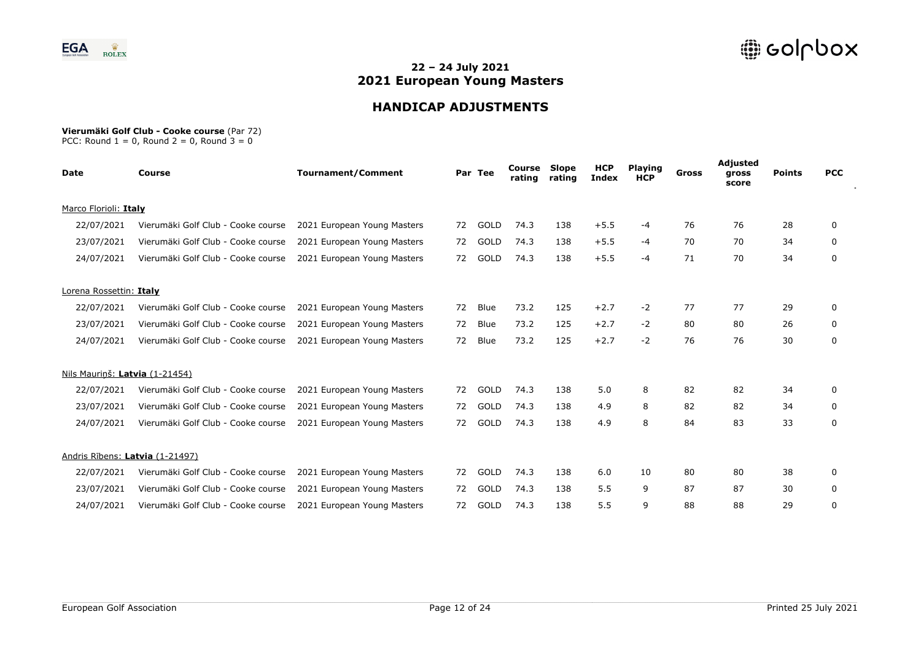## 22 – 24 July 2021
# 2021 European Young Masters

## HANDICAP ADJUSTMENTS

**Vierumäki Golf Club - Cooke course** (Par 72)
PCC: Round 1 = 0, Round 2 = 0, Round 3 = 0

| Date | Course | Tournament/Comment | Par | Tee | Course rating | Slope rating | HCP Index | Playing HCP | Gross | Adjusted gross score | Points | PCC |
|---|---|---|---|---|---|---|---|---|---|---|---|---|
| Marco Florioli: **Italy** | | | | | | | | | | | | |
| 22/07/2021 | Vierumäki Golf Club - Cooke course | 2021 European Young Masters | 72 | GOLD | 74.3 | 138 | +5.5 | -4 | 76 | 76 | 28 | 0 |
| 23/07/2021 | Vierumäki Golf Club - Cooke course | 2021 European Young Masters | 72 | GOLD | 74.3 | 138 | +5.5 | -4 | 70 | 70 | 34 | 0 |
| 24/07/2021 | Vierumäki Golf Club - Cooke course | 2021 European Young Masters | 72 | GOLD | 74.3 | 138 | +5.5 | -4 | 71 | 70 | 34 | 0 |
| Lorena Rossettin: **Italy** | | | | | | | | | | | | |
| 22/07/2021 | Vierumäki Golf Club - Cooke course | 2021 European Young Masters | 72 | Blue | 73.2 | 125 | +2.7 | -2 | 77 | 77 | 29 | 0 |
| 23/07/2021 | Vierumäki Golf Club - Cooke course | 2021 European Young Masters | 72 | Blue | 73.2 | 125 | +2.7 | -2 | 80 | 80 | 26 | 0 |
| 24/07/2021 | Vierumäki Golf Club - Cooke course | 2021 European Young Masters | 72 | Blue | 73.2 | 125 | +2.7 | -2 | 76 | 76 | 30 | 0 |
| Nils Mauriņš: **Latvia** (1-21454) | | | | | | | | | | | | |
| 22/07/2021 | Vierumäki Golf Club - Cooke course | 2021 European Young Masters | 72 | GOLD | 74.3 | 138 | 5.0 | 8 | 82 | 82 | 34 | 0 |
| 23/07/2021 | Vierumäki Golf Club - Cooke course | 2021 European Young Masters | 72 | GOLD | 74.3 | 138 | 4.9 | 8 | 82 | 82 | 34 | 0 |
| 24/07/2021 | Vierumäki Golf Club - Cooke course | 2021 European Young Masters | 72 | GOLD | 74.3 | 138 | 4.9 | 8 | 84 | 83 | 33 | 0 |
| Andris Rībens: **Latvia** (1-21497) | | | | | | | | | | | | |
| 22/07/2021 | Vierumäki Golf Club - Cooke course | 2021 European Young Masters | 72 | GOLD | 74.3 | 138 | 6.0 | 10 | 80 | 80 | 38 | 0 |
| 23/07/2021 | Vierumäki Golf Club - Cooke course | 2021 European Young Masters | 72 | GOLD | 74.3 | 138 | 5.5 | 9 | 87 | 87 | 30 | 0 |
| 24/07/2021 | Vierumäki Golf Club - Cooke course | 2021 European Young Masters | 72 | GOLD | 74.3 | 138 | 5.5 | 9 | 88 | 88 | 29 | 0 |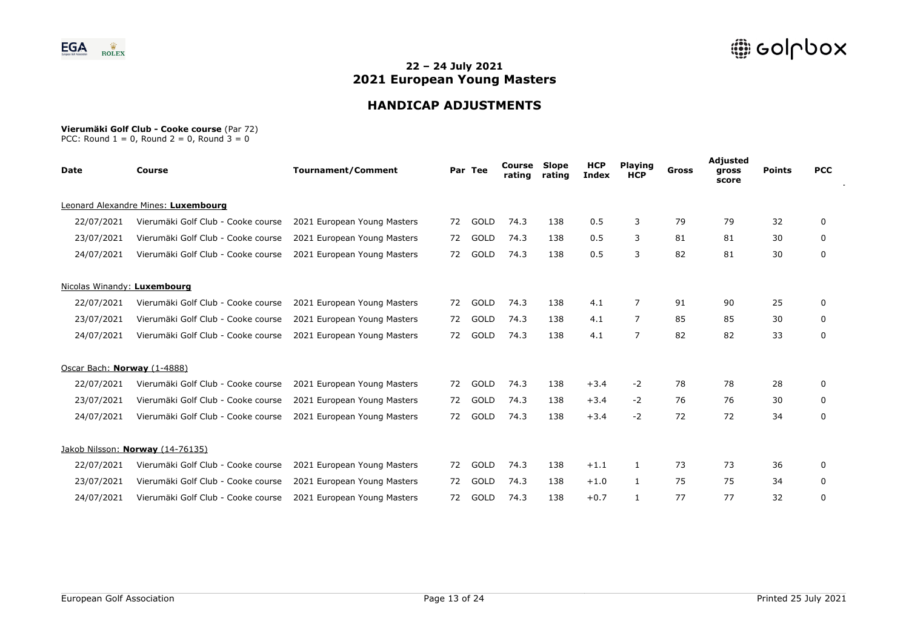## 22 – 24 July 2021
# 2021 European Young Masters

## HANDICAP ADJUSTMENTS

**Vierumäki Golf Club - Cooke course** (Par 72)
PCC: Round 1 = 0, Round 2 = 0, Round 3 = 0

| Date | Course | Tournament/Comment | Par | Tee | Course rating | Slope rating | HCP Index | Playing HCP | Gross | Adjusted gross score | Points | PCC |
|---|---|---|---|---|---|---|---|---|---|---|---|---|
| Leonard Alexandre Mines: **Luxembourg** | | | | | | | | | | | | |
| 22/07/2021 | Vierumäki Golf Club - Cooke course | 2021 European Young Masters | 72 | GOLD | 74.3 | 138 | 0.5 | 3 | 79 | 79 | 32 | 0 |
| 23/07/2021 | Vierumäki Golf Club - Cooke course | 2021 European Young Masters | 72 | GOLD | 74.3 | 138 | 0.5 | 3 | 81 | 81 | 30 | 0 |
| 24/07/2021 | Vierumäki Golf Club - Cooke course | 2021 European Young Masters | 72 | GOLD | 74.3 | 138 | 0.5 | 3 | 82 | 81 | 30 | 0 |
| Nicolas Winandy: **Luxembourg** | | | | | | | | | | | | |
| 22/07/2021 | Vierumäki Golf Club - Cooke course | 2021 European Young Masters | 72 | GOLD | 74.3 | 138 | 4.1 | 7 | 91 | 90 | 25 | 0 |
| 23/07/2021 | Vierumäki Golf Club - Cooke course | 2021 European Young Masters | 72 | GOLD | 74.3 | 138 | 4.1 | 7 | 85 | 85 | 30 | 0 |
| 24/07/2021 | Vierumäki Golf Club - Cooke course | 2021 European Young Masters | 72 | GOLD | 74.3 | 138 | 4.1 | 7 | 82 | 82 | 33 | 0 |
| Oscar Bach: **Norway** (1-4888) | | | | | | | | | | | | |
| 22/07/2021 | Vierumäki Golf Club - Cooke course | 2021 European Young Masters | 72 | GOLD | 74.3 | 138 | +3.4 | -2 | 78 | 78 | 28 | 0 |
| 23/07/2021 | Vierumäki Golf Club - Cooke course | 2021 European Young Masters | 72 | GOLD | 74.3 | 138 | +3.4 | -2 | 76 | 76 | 30 | 0 |
| 24/07/2021 | Vierumäki Golf Club - Cooke course | 2021 European Young Masters | 72 | GOLD | 74.3 | 138 | +3.4 | -2 | 72 | 72 | 34 | 0 |
| Jakob Nilsson: **Norway** (14-76135) | | | | | | | | | | | | |
| 22/07/2021 | Vierumäki Golf Club - Cooke course | 2021 European Young Masters | 72 | GOLD | 74.3 | 138 | +1.1 | 1 | 73 | 73 | 36 | 0 |
| 23/07/2021 | Vierumäki Golf Club - Cooke course | 2021 European Young Masters | 72 | GOLD | 74.3 | 138 | +1.0 | 1 | 75 | 75 | 34 | 0 |
| 24/07/2021 | Vierumäki Golf Club - Cooke course | 2021 European Young Masters | 72 | GOLD | 74.3 | 138 | +0.7 | 1 | 77 | 77 | 32 | 0 |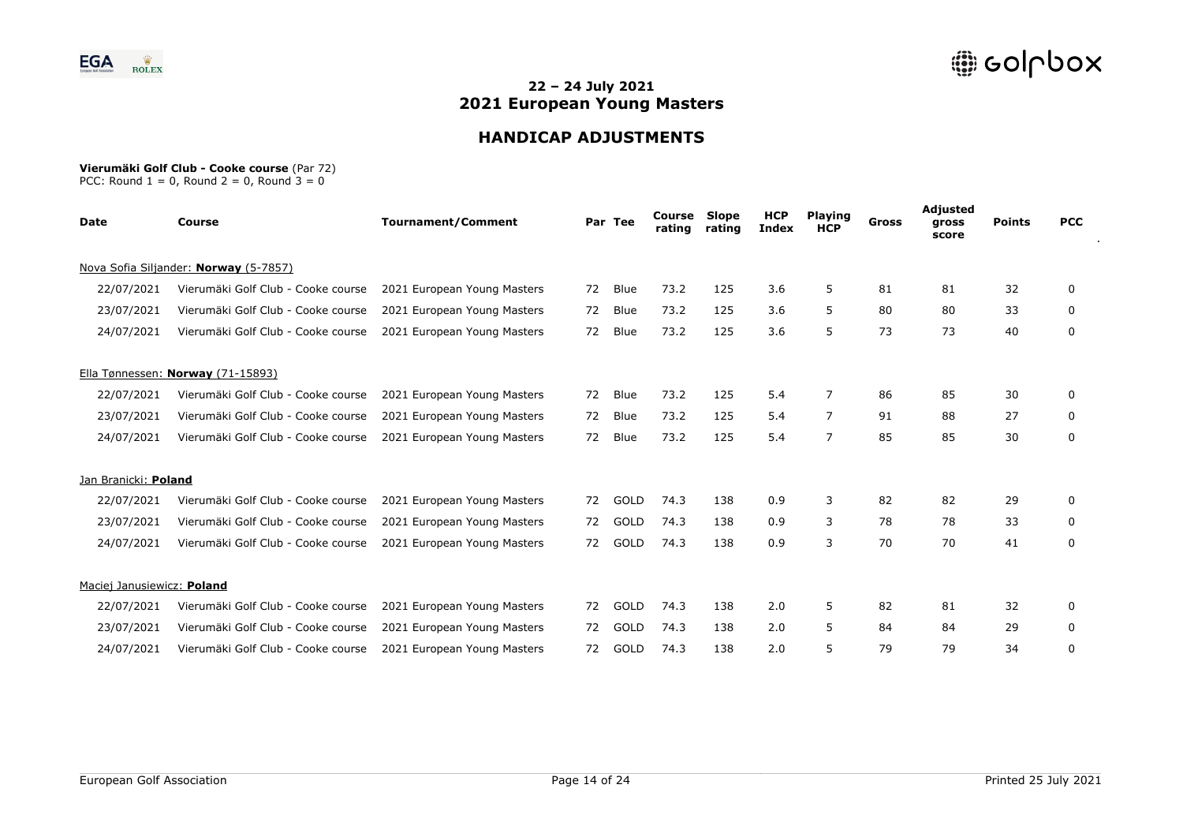## 22 – 24 July 2021
## 2021 European Young Masters

# HANDICAP ADJUSTMENTS

**Vierumäki Golf Club - Cooke course** (Par 72)
PCC: Round 1 = 0, Round 2 = 0, Round 3 = 0

| Date | Course | Tournament/Comment | Par | Tee | Course rating | Slope rating | HCP Index | Playing HCP | Gross | Adjusted gross score | Points | PCC |
|---|---|---|---|---|---|---|---|---|---|---|---|---|
| Nova Sofia Siljander: **Norway** (5-7857) | | | | | | | | | | | | |
| 22/07/2021 | Vierumäki Golf Club - Cooke course | 2021 European Young Masters | 72 | Blue | 73.2 | 125 | 3.6 | 5 | 81 | 81 | 32 | 0 |
| 23/07/2021 | Vierumäki Golf Club - Cooke course | 2021 European Young Masters | 72 | Blue | 73.2 | 125 | 3.6 | 5 | 80 | 80 | 33 | 0 |
| 24/07/2021 | Vierumäki Golf Club - Cooke course | 2021 European Young Masters | 72 | Blue | 73.2 | 125 | 3.6 | 5 | 73 | 73 | 40 | 0 |
| Ella Tønnessen: **Norway** (71-15893) | | | | | | | | | | | | |
| 22/07/2021 | Vierumäki Golf Club - Cooke course | 2021 European Young Masters | 72 | Blue | 73.2 | 125 | 5.4 | 7 | 86 | 85 | 30 | 0 |
| 23/07/2021 | Vierumäki Golf Club - Cooke course | 2021 European Young Masters | 72 | Blue | 73.2 | 125 | 5.4 | 7 | 91 | 88 | 27 | 0 |
| 24/07/2021 | Vierumäki Golf Club - Cooke course | 2021 European Young Masters | 72 | Blue | 73.2 | 125 | 5.4 | 7 | 85 | 85 | 30 | 0 |
| Jan Branicki: **Poland** | | | | | | | | | | | | |
| 22/07/2021 | Vierumäki Golf Club - Cooke course | 2021 European Young Masters | 72 | GOLD | 74.3 | 138 | 0.9 | 3 | 82 | 82 | 29 | 0 |
| 23/07/2021 | Vierumäki Golf Club - Cooke course | 2021 European Young Masters | 72 | GOLD | 74.3 | 138 | 0.9 | 3 | 78 | 78 | 33 | 0 |
| 24/07/2021 | Vierumäki Golf Club - Cooke course | 2021 European Young Masters | 72 | GOLD | 74.3 | 138 | 0.9 | 3 | 70 | 70 | 41 | 0 |
| Maciej Janusiewicz: **Poland** | | | | | | | | | | | | |
| 22/07/2021 | Vierumäki Golf Club - Cooke course | 2021 European Young Masters | 72 | GOLD | 74.3 | 138 | 2.0 | 5 | 82 | 81 | 32 | 0 |
| 23/07/2021 | Vierumäki Golf Club - Cooke course | 2021 European Young Masters | 72 | GOLD | 74.3 | 138 | 2.0 | 5 | 84 | 84 | 29 | 0 |
| 24/07/2021 | Vierumäki Golf Club - Cooke course | 2021 European Young Masters | 72 | GOLD | 74.3 | 138 | 2.0 | 5 | 79 | 79 | 34 | 0 |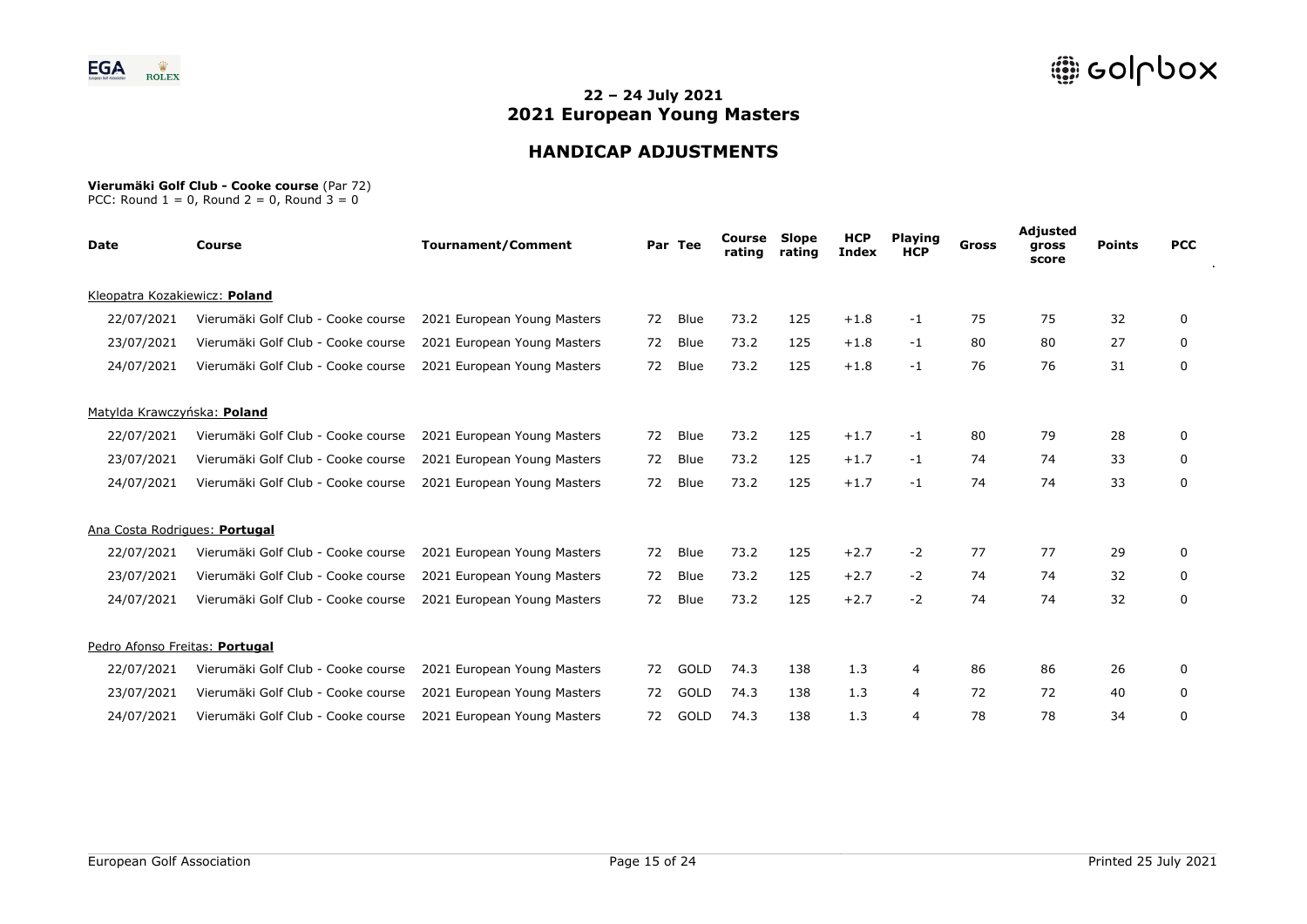## 22 – 24 July 2021
## 2021 European Young Masters

## HANDICAP ADJUSTMENTS

**Vierumäki Golf Club - Cooke course** (Par 72)
PCC: Round 1 = 0, Round 2 = 0, Round 3 = 0

| Date | Course | Tournament/Comment | Par | Tee | Course rating | Slope rating | HCP Index | Playing HCP | Gross | Adjusted gross score | Points | PCC |
|---|---|---|---|---|---|---|---|---|---|---|---|---|
| Kleopatra Kozakiewicz: **Poland** | | | | | | | | | | | | |
| 22/07/2021 | Vierumäki Golf Club - Cooke course | 2021 European Young Masters | 72 | Blue | 73.2 | 125 | +1.8 | -1 | 75 | 75 | 32 | 0 |
| 23/07/2021 | Vierumäki Golf Club - Cooke course | 2021 European Young Masters | 72 | Blue | 73.2 | 125 | +1.8 | -1 | 80 | 80 | 27 | 0 |
| 24/07/2021 | Vierumäki Golf Club - Cooke course | 2021 European Young Masters | 72 | Blue | 73.2 | 125 | +1.8 | -1 | 76 | 76 | 31 | 0 |
| Matylda Krawczyńska: **Poland** | | | | | | | | | | | | |
| 22/07/2021 | Vierumäki Golf Club - Cooke course | 2021 European Young Masters | 72 | Blue | 73.2 | 125 | +1.7 | -1 | 80 | 79 | 28 | 0 |
| 23/07/2021 | Vierumäki Golf Club - Cooke course | 2021 European Young Masters | 72 | Blue | 73.2 | 125 | +1.7 | -1 | 74 | 74 | 33 | 0 |
| 24/07/2021 | Vierumäki Golf Club - Cooke course | 2021 European Young Masters | 72 | Blue | 73.2 | 125 | +1.7 | -1 | 74 | 74 | 33 | 0 |
| Ana Costa Rodrigues: **Portugal** | | | | | | | | | | | | |
| 22/07/2021 | Vierumäki Golf Club - Cooke course | 2021 European Young Masters | 72 | Blue | 73.2 | 125 | +2.7 | -2 | 77 | 77 | 29 | 0 |
| 23/07/2021 | Vierumäki Golf Club - Cooke course | 2021 European Young Masters | 72 | Blue | 73.2 | 125 | +2.7 | -2 | 74 | 74 | 32 | 0 |
| 24/07/2021 | Vierumäki Golf Club - Cooke course | 2021 European Young Masters | 72 | Blue | 73.2 | 125 | +2.7 | -2 | 74 | 74 | 32 | 0 |
| Pedro Afonso Freitas: **Portugal** | | | | | | | | | | | | |
| 22/07/2021 | Vierumäki Golf Club - Cooke course | 2021 European Young Masters | 72 | GOLD | 74.3 | 138 | 1.3 | 4 | 86 | 86 | 26 | 0 |
| 23/07/2021 | Vierumäki Golf Club - Cooke course | 2021 European Young Masters | 72 | GOLD | 74.3 | 138 | 1.3 | 4 | 72 | 72 | 40 | 0 |
| 24/07/2021 | Vierumäki Golf Club - Cooke course | 2021 European Young Masters | 72 | GOLD | 74.3 | 138 | 1.3 | 4 | 78 | 78 | 34 | 0 |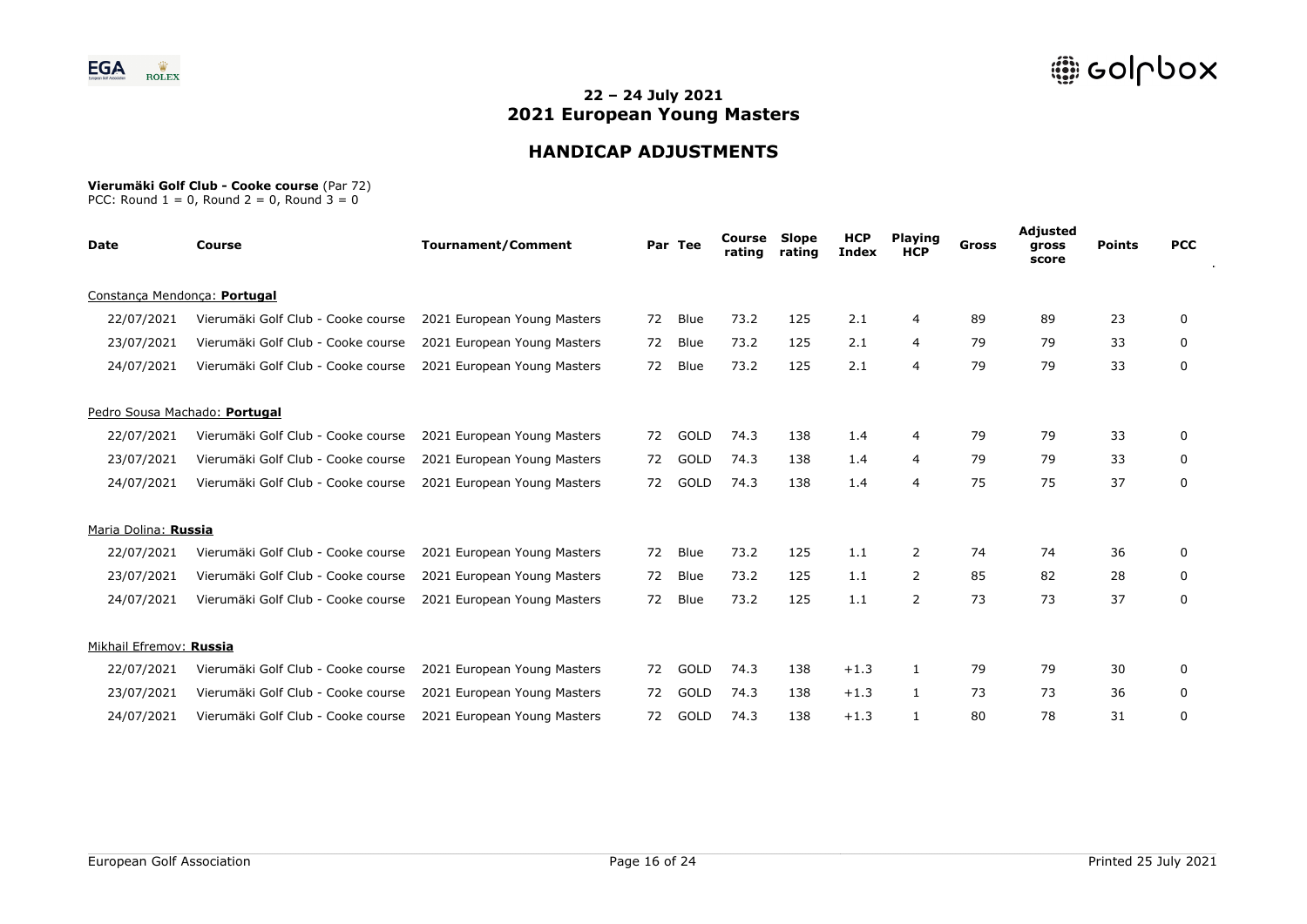# 22 – 24 July 2021
# 2021 European Young Masters

## HANDICAP ADJUSTMENTS

**Vierumäki Golf Club - Cooke course** (Par 72)
PCC: Round 1 = 0, Round 2 = 0, Round 3 = 0

| Date | Course | Tournament/Comment | Par | Tee | Course rating | Slope rating | HCP Index | Playing HCP | Gross | Adjusted gross score | Points | PCC |
|---|---|---|---|---|---|---|---|---|---|---|---|---|
| Constança Mendonça: **Portugal** | | | | | | | | | | | | |
| 22/07/2021 | Vierumäki Golf Club - Cooke course | 2021 European Young Masters | 72 | Blue | 73.2 | 125 | 2.1 | 4 | 89 | 89 | 23 | 0 |
| 23/07/2021 | Vierumäki Golf Club - Cooke course | 2021 European Young Masters | 72 | Blue | 73.2 | 125 | 2.1 | 4 | 79 | 79 | 33 | 0 |
| 24/07/2021 | Vierumäki Golf Club - Cooke course | 2021 European Young Masters | 72 | Blue | 73.2 | 125 | 2.1 | 4 | 79 | 79 | 33 | 0 |
| Pedro Sousa Machado: **Portugal** | | | | | | | | | | | | |
| 22/07/2021 | Vierumäki Golf Club - Cooke course | 2021 European Young Masters | 72 | GOLD | 74.3 | 138 | 1.4 | 4 | 79 | 79 | 33 | 0 |
| 23/07/2021 | Vierumäki Golf Club - Cooke course | 2021 European Young Masters | 72 | GOLD | 74.3 | 138 | 1.4 | 4 | 79 | 79 | 33 | 0 |
| 24/07/2021 | Vierumäki Golf Club - Cooke course | 2021 European Young Masters | 72 | GOLD | 74.3 | 138 | 1.4 | 4 | 75 | 75 | 37 | 0 |
| Maria Dolina: **Russia** | | | | | | | | | | | | |
| 22/07/2021 | Vierumäki Golf Club - Cooke course | 2021 European Young Masters | 72 | Blue | 73.2 | 125 | 1.1 | 2 | 74 | 74 | 36 | 0 |
| 23/07/2021 | Vierumäki Golf Club - Cooke course | 2021 European Young Masters | 72 | Blue | 73.2 | 125 | 1.1 | 2 | 85 | 82 | 28 | 0 |
| 24/07/2021 | Vierumäki Golf Club - Cooke course | 2021 European Young Masters | 72 | Blue | 73.2 | 125 | 1.1 | 2 | 73 | 73 | 37 | 0 |
| Mikhail Efremov: **Russia** | | | | | | | | | | | | |
| 22/07/2021 | Vierumäki Golf Club - Cooke course | 2021 European Young Masters | 72 | GOLD | 74.3 | 138 | +1.3 | 1 | 79 | 79 | 30 | 0 |
| 23/07/2021 | Vierumäki Golf Club - Cooke course | 2021 European Young Masters | 72 | GOLD | 74.3 | 138 | +1.3 | 1 | 73 | 73 | 36 | 0 |
| 24/07/2021 | Vierumäki Golf Club - Cooke course | 2021 European Young Masters | 72 | GOLD | 74.3 | 138 | +1.3 | 1 | 80 | 78 | 31 | 0 |

European Golf Association — Printed 25 July 2021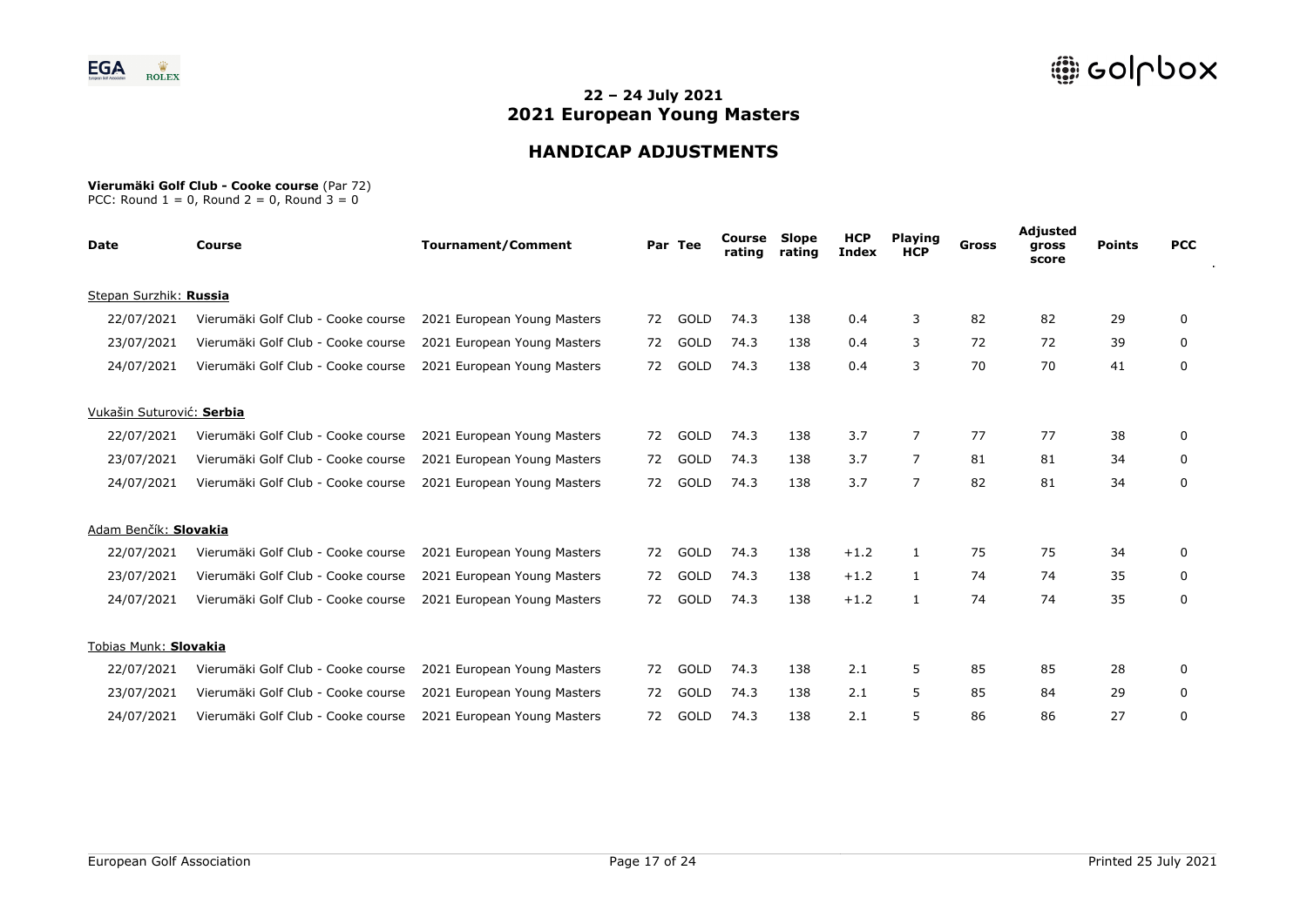## 22 – 24 July 2021
## 2021 European Young Masters

# HANDICAP ADJUSTMENTS

**Vierumäki Golf Club - Cooke course** (Par 72)
PCC: Round 1 = 0, Round 2 = 0, Round 3 = 0

| Date | Course | Tournament/Comment | Par | Tee | Course rating | Slope rating | HCP Index | Playing HCP | Gross | Adjusted gross score | Points | PCC |
|---|---|---|---|---|---|---|---|---|---|---|---|---|
| Stepan Surzhik: **Russia** | | | | | | | | | | | | |
| 22/07/2021 | Vierumäki Golf Club - Cooke course | 2021 European Young Masters | 72 | GOLD | 74.3 | 138 | 0.4 | 3 | 82 | 82 | 29 | 0 |
| 23/07/2021 | Vierumäki Golf Club - Cooke course | 2021 European Young Masters | 72 | GOLD | 74.3 | 138 | 0.4 | 3 | 72 | 72 | 39 | 0 |
| 24/07/2021 | Vierumäki Golf Club - Cooke course | 2021 European Young Masters | 72 | GOLD | 74.3 | 138 | 0.4 | 3 | 70 | 70 | 41 | 0 |
| Vukašin Suturović: **Serbia** | | | | | | | | | | | | |
| 22/07/2021 | Vierumäki Golf Club - Cooke course | 2021 European Young Masters | 72 | GOLD | 74.3 | 138 | 3.7 | 7 | 77 | 77 | 38 | 0 |
| 23/07/2021 | Vierumäki Golf Club - Cooke course | 2021 European Young Masters | 72 | GOLD | 74.3 | 138 | 3.7 | 7 | 81 | 81 | 34 | 0 |
| 24/07/2021 | Vierumäki Golf Club - Cooke course | 2021 European Young Masters | 72 | GOLD | 74.3 | 138 | 3.7 | 7 | 82 | 81 | 34 | 0 |
| Adam Benčík: **Slovakia** | | | | | | | | | | | | |
| 22/07/2021 | Vierumäki Golf Club - Cooke course | 2021 European Young Masters | 72 | GOLD | 74.3 | 138 | +1.2 | 1 | 75 | 75 | 34 | 0 |
| 23/07/2021 | Vierumäki Golf Club - Cooke course | 2021 European Young Masters | 72 | GOLD | 74.3 | 138 | +1.2 | 1 | 74 | 74 | 35 | 0 |
| 24/07/2021 | Vierumäki Golf Club - Cooke course | 2021 European Young Masters | 72 | GOLD | 74.3 | 138 | +1.2 | 1 | 74 | 74 | 35 | 0 |
| Tobias Munk: **Slovakia** | | | | | | | | | | | | |
| 22/07/2021 | Vierumäki Golf Club - Cooke course | 2021 European Young Masters | 72 | GOLD | 74.3 | 138 | 2.1 | 5 | 85 | 85 | 28 | 0 |
| 23/07/2021 | Vierumäki Golf Club - Cooke course | 2021 European Young Masters | 72 | GOLD | 74.3 | 138 | 2.1 | 5 | 85 | 84 | 29 | 0 |
| 24/07/2021 | Vierumäki Golf Club - Cooke course | 2021 European Young Masters | 72 | GOLD | 74.3 | 138 | 2.1 | 5 | 86 | 86 | 27 | 0 |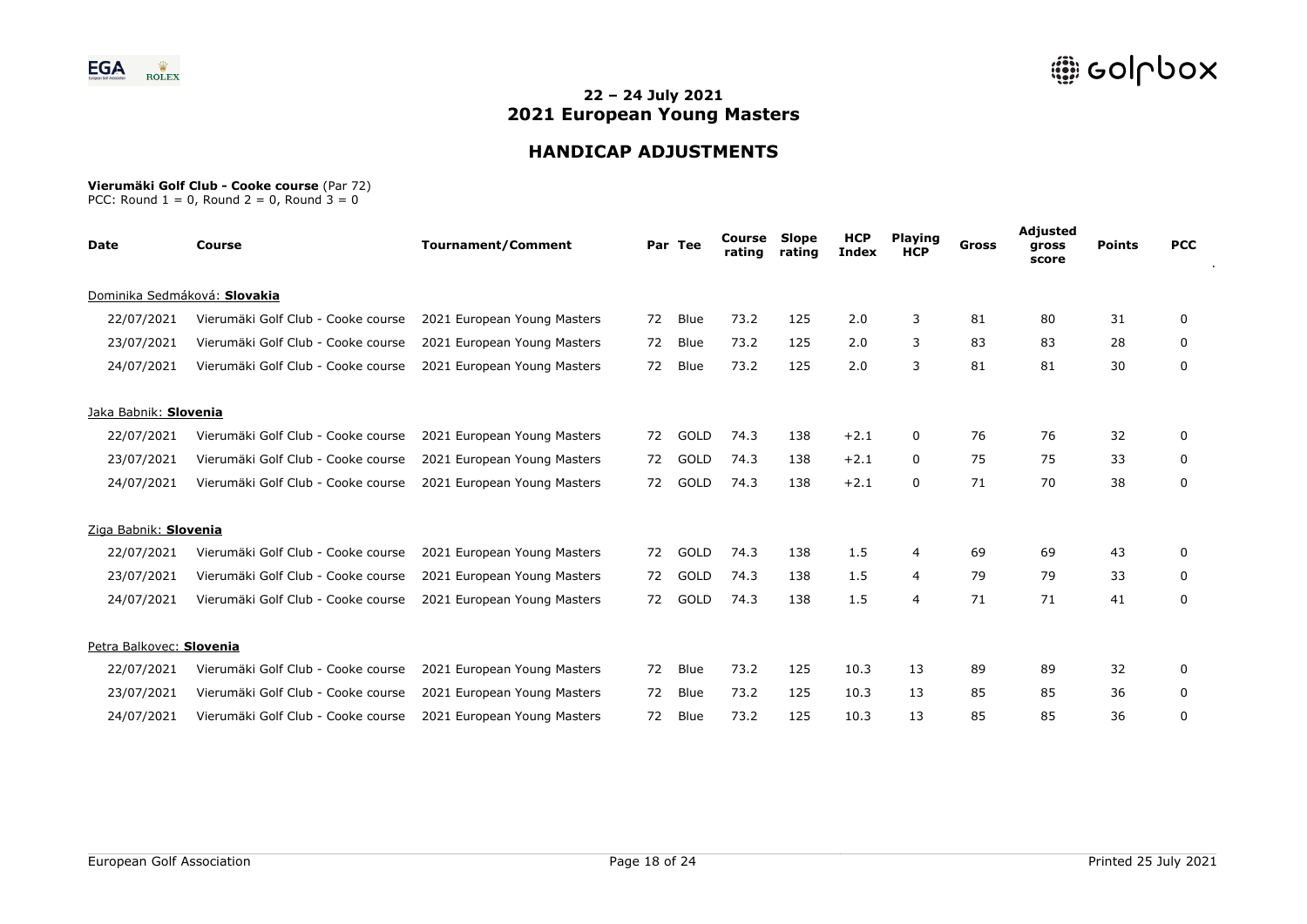## 22 – 24 July 2021
## 2021 European Young Masters

# HANDICAP ADJUSTMENTS

**Vierumäki Golf Club - Cooke course** (Par 72)
PCC: Round 1 = 0, Round 2 = 0, Round 3 = 0

| Date | Course | Tournament/Comment | Par | Tee | Course rating | Slope rating | HCP Index | Playing HCP | Gross | Adjusted gross score | Points | PCC |
|---|---|---|---|---|---|---|---|---|---|---|---|---|
| Dominika Sedmáková: **Slovakia** | | | | | | | | | | | | |
| 22/07/2021 | Vierumäki Golf Club - Cooke course | 2021 European Young Masters | 72 | Blue | 73.2 | 125 | 2.0 | 3 | 81 | 80 | 31 | 0 |
| 23/07/2021 | Vierumäki Golf Club - Cooke course | 2021 European Young Masters | 72 | Blue | 73.2 | 125 | 2.0 | 3 | 83 | 83 | 28 | 0 |
| 24/07/2021 | Vierumäki Golf Club - Cooke course | 2021 European Young Masters | 72 | Blue | 73.2 | 125 | 2.0 | 3 | 81 | 81 | 30 | 0 |
| Jaka Babnik: **Slovenia** | | | | | | | | | | | | |
| 22/07/2021 | Vierumäki Golf Club - Cooke course | 2021 European Young Masters | 72 | GOLD | 74.3 | 138 | +2.1 | 0 | 76 | 76 | 32 | 0 |
| 23/07/2021 | Vierumäki Golf Club - Cooke course | 2021 European Young Masters | 72 | GOLD | 74.3 | 138 | +2.1 | 0 | 75 | 75 | 33 | 0 |
| 24/07/2021 | Vierumäki Golf Club - Cooke course | 2021 European Young Masters | 72 | GOLD | 74.3 | 138 | +2.1 | 0 | 71 | 70 | 38 | 0 |
| Ziga Babnik: **Slovenia** | | | | | | | | | | | | |
| 22/07/2021 | Vierumäki Golf Club - Cooke course | 2021 European Young Masters | 72 | GOLD | 74.3 | 138 | 1.5 | 4 | 69 | 69 | 43 | 0 |
| 23/07/2021 | Vierumäki Golf Club - Cooke course | 2021 European Young Masters | 72 | GOLD | 74.3 | 138 | 1.5 | 4 | 79 | 79 | 33 | 0 |
| 24/07/2021 | Vierumäki Golf Club - Cooke course | 2021 European Young Masters | 72 | GOLD | 74.3 | 138 | 1.5 | 4 | 71 | 71 | 41 | 0 |
| Petra Balkovec: **Slovenia** | | | | | | | | | | | | |
| 22/07/2021 | Vierumäki Golf Club - Cooke course | 2021 European Young Masters | 72 | Blue | 73.2 | 125 | 10.3 | 13 | 89 | 89 | 32 | 0 |
| 23/07/2021 | Vierumäki Golf Club - Cooke course | 2021 European Young Masters | 72 | Blue | 73.2 | 125 | 10.3 | 13 | 85 | 85 | 36 | 0 |
| 24/07/2021 | Vierumäki Golf Club - Cooke course | 2021 European Young Masters | 72 | Blue | 73.2 | 125 | 10.3 | 13 | 85 | 85 | 36 | 0 |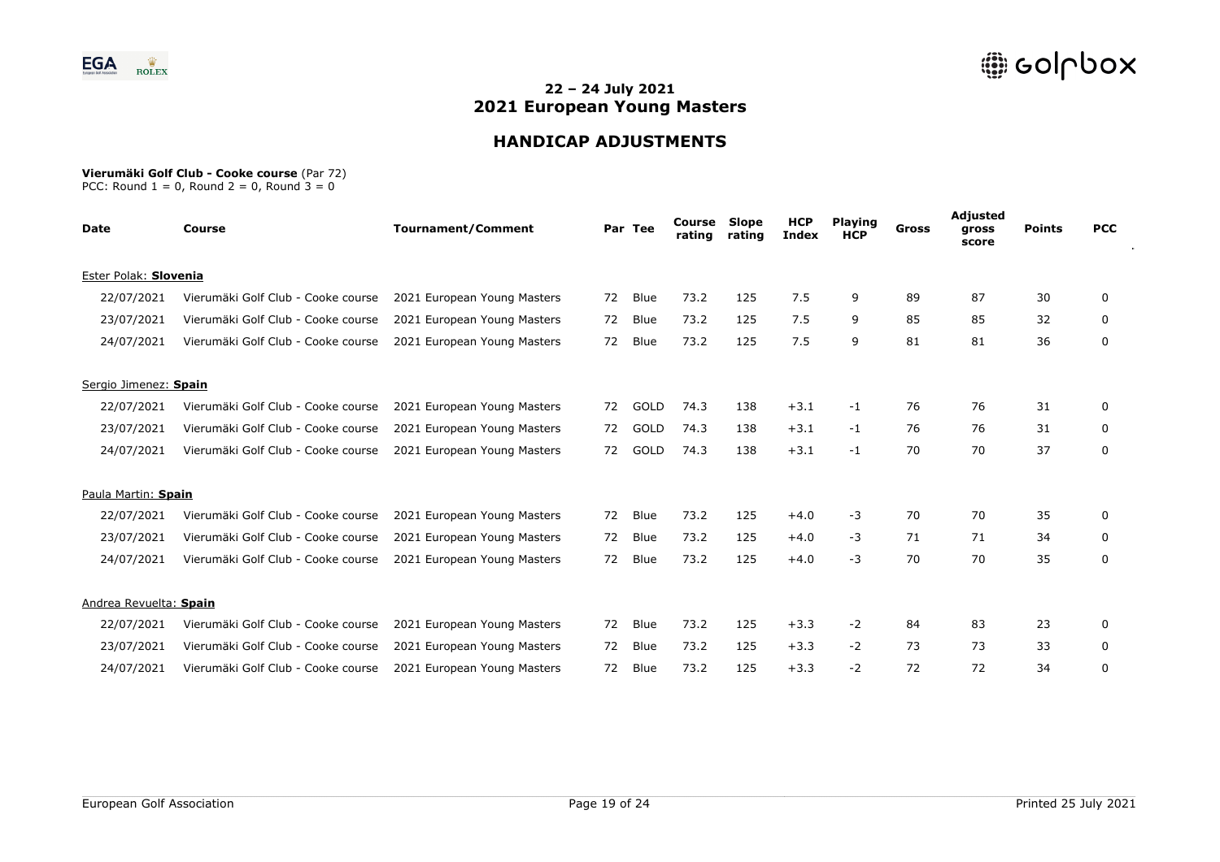## 22 – 24 July 2021
## 2021 European Young Masters

# HANDICAP ADJUSTMENTS

**Vierumäki Golf Club - Cooke course** (Par 72)
PCC: Round 1 = 0, Round 2 = 0, Round 3 = 0

| Date | Course | Tournament/Comment | Par | Tee | Course rating | Slope rating | HCP Index | Playing HCP | Gross | Adjusted gross score | Points | PCC |
|---|---|---|---|---|---|---|---|---|---|---|---|---|
| Ester Polak: **Slovenia** | | | | | | | | | | | | |
| 22/07/2021 | Vierumäki Golf Club - Cooke course | 2021 European Young Masters | 72 | Blue | 73.2 | 125 | 7.5 | 9 | 89 | 87 | 30 | 0 |
| 23/07/2021 | Vierumäki Golf Club - Cooke course | 2021 European Young Masters | 72 | Blue | 73.2 | 125 | 7.5 | 9 | 85 | 85 | 32 | 0 |
| 24/07/2021 | Vierumäki Golf Club - Cooke course | 2021 European Young Masters | 72 | Blue | 73.2 | 125 | 7.5 | 9 | 81 | 81 | 36 | 0 |
| Sergio Jimenez: **Spain** | | | | | | | | | | | | |
| 22/07/2021 | Vierumäki Golf Club - Cooke course | 2021 European Young Masters | 72 | GOLD | 74.3 | 138 | +3.1 | -1 | 76 | 76 | 31 | 0 |
| 23/07/2021 | Vierumäki Golf Club - Cooke course | 2021 European Young Masters | 72 | GOLD | 74.3 | 138 | +3.1 | -1 | 76 | 76 | 31 | 0 |
| 24/07/2021 | Vierumäki Golf Club - Cooke course | 2021 European Young Masters | 72 | GOLD | 74.3 | 138 | +3.1 | -1 | 70 | 70 | 37 | 0 |
| Paula Martin: **Spain** | | | | | | | | | | | | |
| 22/07/2021 | Vierumäki Golf Club - Cooke course | 2021 European Young Masters | 72 | Blue | 73.2 | 125 | +4.0 | -3 | 70 | 70 | 35 | 0 |
| 23/07/2021 | Vierumäki Golf Club - Cooke course | 2021 European Young Masters | 72 | Blue | 73.2 | 125 | +4.0 | -3 | 71 | 71 | 34 | 0 |
| 24/07/2021 | Vierumäki Golf Club - Cooke course | 2021 European Young Masters | 72 | Blue | 73.2 | 125 | +4.0 | -3 | 70 | 70 | 35 | 0 |
| Andrea Revuelta: **Spain** | | | | | | | | | | | | |
| 22/07/2021 | Vierumäki Golf Club - Cooke course | 2021 European Young Masters | 72 | Blue | 73.2 | 125 | +3.3 | -2 | 84 | 83 | 23 | 0 |
| 23/07/2021 | Vierumäki Golf Club - Cooke course | 2021 European Young Masters | 72 | Blue | 73.2 | 125 | +3.3 | -2 | 73 | 73 | 33 | 0 |
| 24/07/2021 | Vierumäki Golf Club - Cooke course | 2021 European Young Masters | 72 | Blue | 73.2 | 125 | +3.3 | -2 | 72 | 72 | 34 | 0 |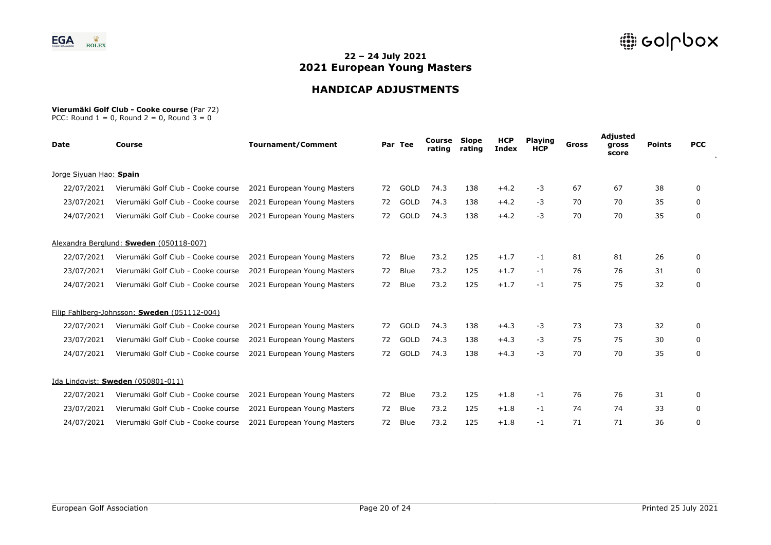## 22 – 24 July 2021
# 2021 European Young Masters

## HANDICAP ADJUSTMENTS

**Vierumäki Golf Club - Cooke course** (Par 72)
PCC: Round 1 = 0, Round 2 = 0, Round 3 = 0

| Date | Course | Tournament/Comment | Par | Tee | Course rating | Slope rating | HCP Index | Playing HCP | Gross | Adjusted gross score | Points | PCC |
|---|---|---|---|---|---|---|---|---|---|---|---|---|
| Jorge Siyuan Hao: **Spain** | | | | | | | | | | | | |
| 22/07/2021 | Vierumäki Golf Club - Cooke course | 2021 European Young Masters | 72 | GOLD | 74.3 | 138 | +4.2 | -3 | 67 | 67 | 38 | 0 |
| 23/07/2021 | Vierumäki Golf Club - Cooke course | 2021 European Young Masters | 72 | GOLD | 74.3 | 138 | +4.2 | -3 | 70 | 70 | 35 | 0 |
| 24/07/2021 | Vierumäki Golf Club - Cooke course | 2021 European Young Masters | 72 | GOLD | 74.3 | 138 | +4.2 | -3 | 70 | 70 | 35 | 0 |
| Alexandra Berglund: **Sweden** (050118-007) | | | | | | | | | | | | |
| 22/07/2021 | Vierumäki Golf Club - Cooke course | 2021 European Young Masters | 72 | Blue | 73.2 | 125 | +1.7 | -1 | 81 | 81 | 26 | 0 |
| 23/07/2021 | Vierumäki Golf Club - Cooke course | 2021 European Young Masters | 72 | Blue | 73.2 | 125 | +1.7 | -1 | 76 | 76 | 31 | 0 |
| 24/07/2021 | Vierumäki Golf Club - Cooke course | 2021 European Young Masters | 72 | Blue | 73.2 | 125 | +1.7 | -1 | 75 | 75 | 32 | 0 |
| Filip Fahlberg-Johnsson: **Sweden** (051112-004) | | | | | | | | | | | | |
| 22/07/2021 | Vierumäki Golf Club - Cooke course | 2021 European Young Masters | 72 | GOLD | 74.3 | 138 | +4.3 | -3 | 73 | 73 | 32 | 0 |
| 23/07/2021 | Vierumäki Golf Club - Cooke course | 2021 European Young Masters | 72 | GOLD | 74.3 | 138 | +4.3 | -3 | 75 | 75 | 30 | 0 |
| 24/07/2021 | Vierumäki Golf Club - Cooke course | 2021 European Young Masters | 72 | GOLD | 74.3 | 138 | +4.3 | -3 | 70 | 70 | 35 | 0 |
| Ida Lindqvist: **Sweden** (050801-011) | | | | | | | | | | | | |
| 22/07/2021 | Vierumäki Golf Club - Cooke course | 2021 European Young Masters | 72 | Blue | 73.2 | 125 | +1.8 | -1 | 76 | 76 | 31 | 0 |
| 23/07/2021 | Vierumäki Golf Club - Cooke course | 2021 European Young Masters | 72 | Blue | 73.2 | 125 | +1.8 | -1 | 74 | 74 | 33 | 0 |
| 24/07/2021 | Vierumäki Golf Club - Cooke course | 2021 European Young Masters | 72 | Blue | 73.2 | 125 | +1.8 | -1 | 71 | 71 | 36 | 0 |

Printed 25 July 2021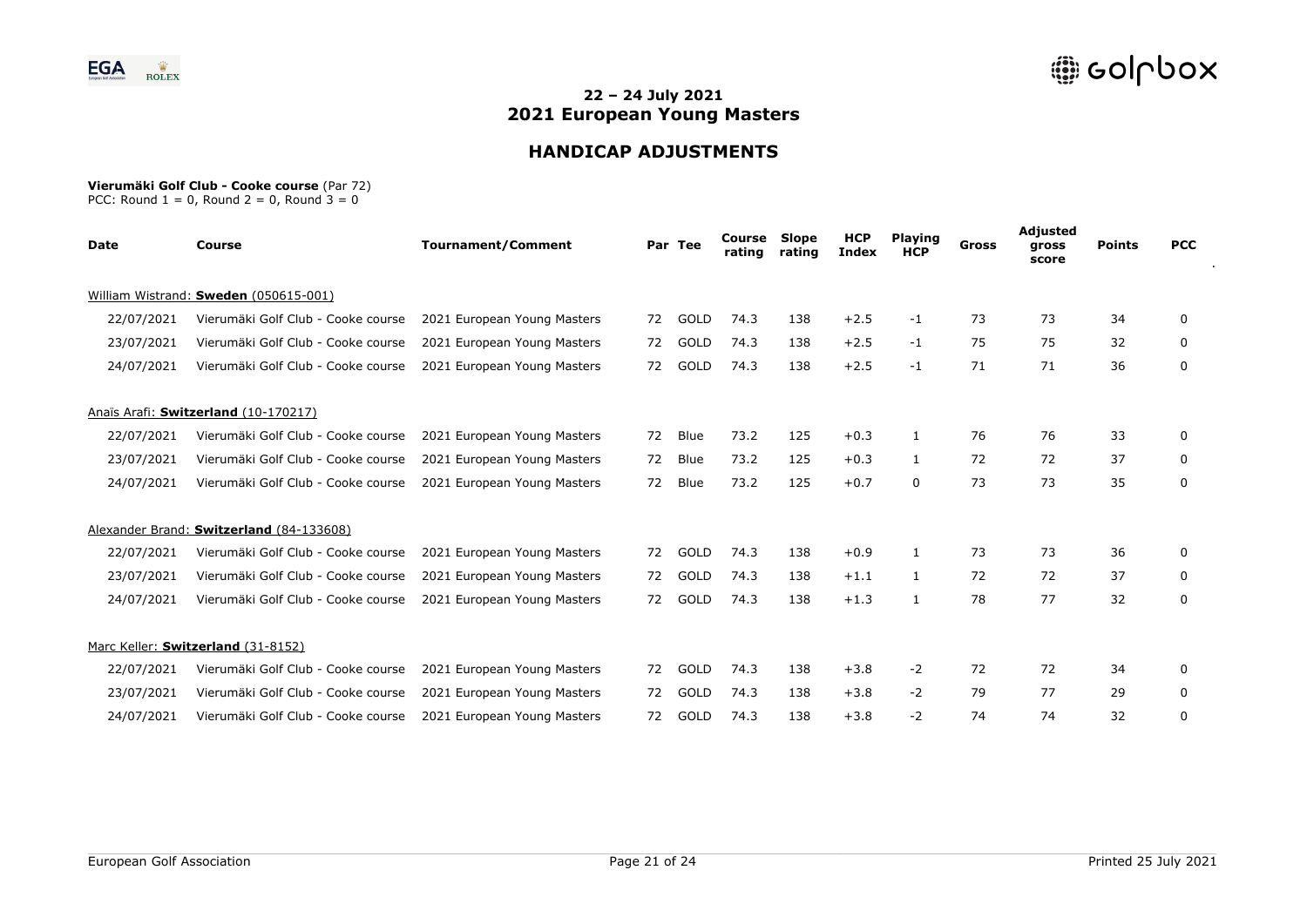# 22 – 24 July 2021
# 2021 European Young Masters

## HANDICAP ADJUSTMENTS

**Vierumäki Golf Club - Cooke course** (Par 72)
PCC: Round 1 = 0, Round 2 = 0, Round 3 = 0

| Date | Course | Tournament/Comment | Par | Tee | Course rating | Slope rating | HCP Index | Playing HCP | Gross | Adjusted gross score | Points | PCC |
|---|---|---|---|---|---|---|---|---|---|---|---|---|
| William Wistrand: **Sweden** (050615-001) | | | | | | | | | | | | |
| 22/07/2021 | Vierumäki Golf Club - Cooke course | 2021 European Young Masters | 72 | GOLD | 74.3 | 138 | +2.5 | -1 | 73 | 73 | 34 | 0 |
| 23/07/2021 | Vierumäki Golf Club - Cooke course | 2021 European Young Masters | 72 | GOLD | 74.3 | 138 | +2.5 | -1 | 75 | 75 | 32 | 0 |
| 24/07/2021 | Vierumäki Golf Club - Cooke course | 2021 European Young Masters | 72 | GOLD | 74.3 | 138 | +2.5 | -1 | 71 | 71 | 36 | 0 |
| Anaïs Arafi: **Switzerland** (10-170217) | | | | | | | | | | | | |
| 22/07/2021 | Vierumäki Golf Club - Cooke course | 2021 European Young Masters | 72 | Blue | 73.2 | 125 | +0.3 | 1 | 76 | 76 | 33 | 0 |
| 23/07/2021 | Vierumäki Golf Club - Cooke course | 2021 European Young Masters | 72 | Blue | 73.2 | 125 | +0.3 | 1 | 72 | 72 | 37 | 0 |
| 24/07/2021 | Vierumäki Golf Club - Cooke course | 2021 European Young Masters | 72 | Blue | 73.2 | 125 | +0.7 | 0 | 73 | 73 | 35 | 0 |
| Alexander Brand: **Switzerland** (84-133608) | | | | | | | | | | | | |
| 22/07/2021 | Vierumäki Golf Club - Cooke course | 2021 European Young Masters | 72 | GOLD | 74.3 | 138 | +0.9 | 1 | 73 | 73 | 36 | 0 |
| 23/07/2021 | Vierumäki Golf Club - Cooke course | 2021 European Young Masters | 72 | GOLD | 74.3 | 138 | +1.1 | 1 | 72 | 72 | 37 | 0 |
| 24/07/2021 | Vierumäki Golf Club - Cooke course | 2021 European Young Masters | 72 | GOLD | 74.3 | 138 | +1.3 | 1 | 78 | 77 | 32 | 0 |
| Marc Keller: **Switzerland** (31-8152) | | | | | | | | | | | | |
| 22/07/2021 | Vierumäki Golf Club - Cooke course | 2021 European Young Masters | 72 | GOLD | 74.3 | 138 | +3.8 | -2 | 72 | 72 | 34 | 0 |
| 23/07/2021 | Vierumäki Golf Club - Cooke course | 2021 European Young Masters | 72 | GOLD | 74.3 | 138 | +3.8 | -2 | 79 | 77 | 29 | 0 |
| 24/07/2021 | Vierumäki Golf Club - Cooke course | 2021 European Young Masters | 72 | GOLD | 74.3 | 138 | +3.8 | -2 | 74 | 74 | 32 | 0 |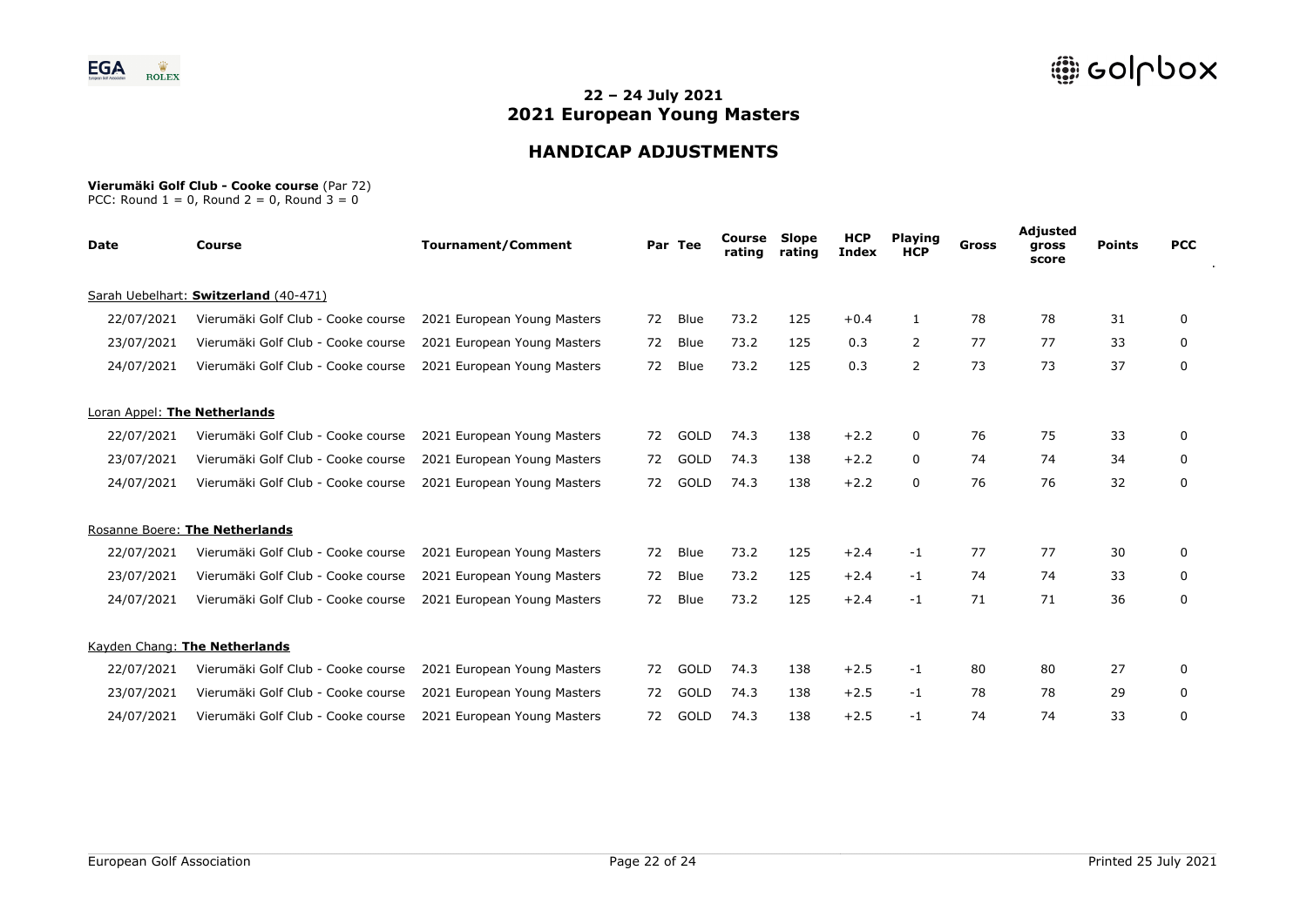## 22 – 24 July 2021
# 2021 European Young Masters

## HANDICAP ADJUSTMENTS

**Vierumäki Golf Club - Cooke course** (Par 72)
PCC: Round 1 = 0, Round 2 = 0, Round 3 = 0

| Date | Course | Tournament/Comment | Par | Tee | Course rating | Slope rating | HCP Index | Playing HCP | Gross | Adjusted gross score | Points | PCC |
|---|---|---|---|---|---|---|---|---|---|---|---|---|
| Sarah Uebelhart: **Switzerland** (40-471) | | | | | | | | | | | | |
| 22/07/2021 | Vierumäki Golf Club - Cooke course | 2021 European Young Masters | 72 | Blue | 73.2 | 125 | +0.4 | 1 | 78 | 78 | 31 | 0 |
| 23/07/2021 | Vierumäki Golf Club - Cooke course | 2021 European Young Masters | 72 | Blue | 73.2 | 125 | 0.3 | 2 | 77 | 77 | 33 | 0 |
| 24/07/2021 | Vierumäki Golf Club - Cooke course | 2021 European Young Masters | 72 | Blue | 73.2 | 125 | 0.3 | 2 | 73 | 73 | 37 | 0 |
| Loran Appel: **The Netherlands** | | | | | | | | | | | | |
| 22/07/2021 | Vierumäki Golf Club - Cooke course | 2021 European Young Masters | 72 | GOLD | 74.3 | 138 | +2.2 | 0 | 76 | 75 | 33 | 0 |
| 23/07/2021 | Vierumäki Golf Club - Cooke course | 2021 European Young Masters | 72 | GOLD | 74.3 | 138 | +2.2 | 0 | 74 | 74 | 34 | 0 |
| 24/07/2021 | Vierumäki Golf Club - Cooke course | 2021 European Young Masters | 72 | GOLD | 74.3 | 138 | +2.2 | 0 | 76 | 76 | 32 | 0 |
| Rosanne Boere: **The Netherlands** | | | | | | | | | | | | |
| 22/07/2021 | Vierumäki Golf Club - Cooke course | 2021 European Young Masters | 72 | Blue | 73.2 | 125 | +2.4 | -1 | 77 | 77 | 30 | 0 |
| 23/07/2021 | Vierumäki Golf Club - Cooke course | 2021 European Young Masters | 72 | Blue | 73.2 | 125 | +2.4 | -1 | 74 | 74 | 33 | 0 |
| 24/07/2021 | Vierumäki Golf Club - Cooke course | 2021 European Young Masters | 72 | Blue | 73.2 | 125 | +2.4 | -1 | 71 | 71 | 36 | 0 |
| Kayden Chang: **The Netherlands** | | | | | | | | | | | | |
| 22/07/2021 | Vierumäki Golf Club - Cooke course | 2021 European Young Masters | 72 | GOLD | 74.3 | 138 | +2.5 | -1 | 80 | 80 | 27 | 0 |
| 23/07/2021 | Vierumäki Golf Club - Cooke course | 2021 European Young Masters | 72 | GOLD | 74.3 | 138 | +2.5 | -1 | 78 | 78 | 29 | 0 |
| 24/07/2021 | Vierumäki Golf Club - Cooke course | 2021 European Young Masters | 72 | GOLD | 74.3 | 138 | +2.5 | -1 | 74 | 74 | 33 | 0 |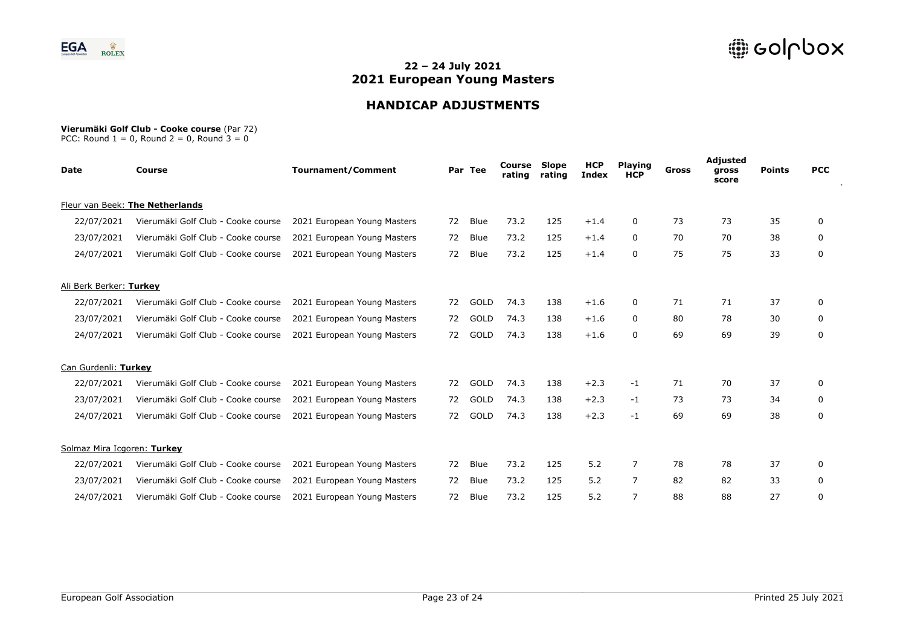## 22 – 24 July 2021
## 2021 European Young Masters

## HANDICAP ADJUSTMENTS

**Vierumäki Golf Club - Cooke course** (Par 72)
PCC: Round 1 = 0, Round 2 = 0, Round 3 = 0

| Date | Course | Tournament/Comment | Par | Tee | Course rating | Slope rating | HCP Index | Playing HCP | Gross | Adjusted gross score | Points | PCC |
|---|---|---|---|---|---|---|---|---|---|---|---|---|
| Fleur van Beek: **The Netherlands** | | | | | | | | | | | | |
| 22/07/2021 | Vierumäki Golf Club - Cooke course | 2021 European Young Masters | 72 | Blue | 73.2 | 125 | +1.4 | 0 | 73 | 73 | 35 | 0 |
| 23/07/2021 | Vierumäki Golf Club - Cooke course | 2021 European Young Masters | 72 | Blue | 73.2 | 125 | +1.4 | 0 | 70 | 70 | 38 | 0 |
| 24/07/2021 | Vierumäki Golf Club - Cooke course | 2021 European Young Masters | 72 | Blue | 73.2 | 125 | +1.4 | 0 | 75 | 75 | 33 | 0 |
| Ali Berk Berker: **Turkey** | | | | | | | | | | | | |
| 22/07/2021 | Vierumäki Golf Club - Cooke course | 2021 European Young Masters | 72 | GOLD | 74.3 | 138 | +1.6 | 0 | 71 | 71 | 37 | 0 |
| 23/07/2021 | Vierumäki Golf Club - Cooke course | 2021 European Young Masters | 72 | GOLD | 74.3 | 138 | +1.6 | 0 | 80 | 78 | 30 | 0 |
| 24/07/2021 | Vierumäki Golf Club - Cooke course | 2021 European Young Masters | 72 | GOLD | 74.3 | 138 | +1.6 | 0 | 69 | 69 | 39 | 0 |
| Can Gurdenli: **Turkey** | | | | | | | | | | | | |
| 22/07/2021 | Vierumäki Golf Club - Cooke course | 2021 European Young Masters | 72 | GOLD | 74.3 | 138 | +2.3 | -1 | 71 | 70 | 37 | 0 |
| 23/07/2021 | Vierumäki Golf Club - Cooke course | 2021 European Young Masters | 72 | GOLD | 74.3 | 138 | +2.3 | -1 | 73 | 73 | 34 | 0 |
| 24/07/2021 | Vierumäki Golf Club - Cooke course | 2021 European Young Masters | 72 | GOLD | 74.3 | 138 | +2.3 | -1 | 69 | 69 | 38 | 0 |
| Solmaz Mira Icgoren: **Turkey** | | | | | | | | | | | | |
| 22/07/2021 | Vierumäki Golf Club - Cooke course | 2021 European Young Masters | 72 | Blue | 73.2 | 125 | 5.2 | 7 | 78 | 78 | 37 | 0 |
| 23/07/2021 | Vierumäki Golf Club - Cooke course | 2021 European Young Masters | 72 | Blue | 73.2 | 125 | 5.2 | 7 | 82 | 82 | 33 | 0 |
| 24/07/2021 | Vierumäki Golf Club - Cooke course | 2021 European Young Masters | 72 | Blue | 73.2 | 125 | 5.2 | 7 | 88 | 88 | 27 | 0 |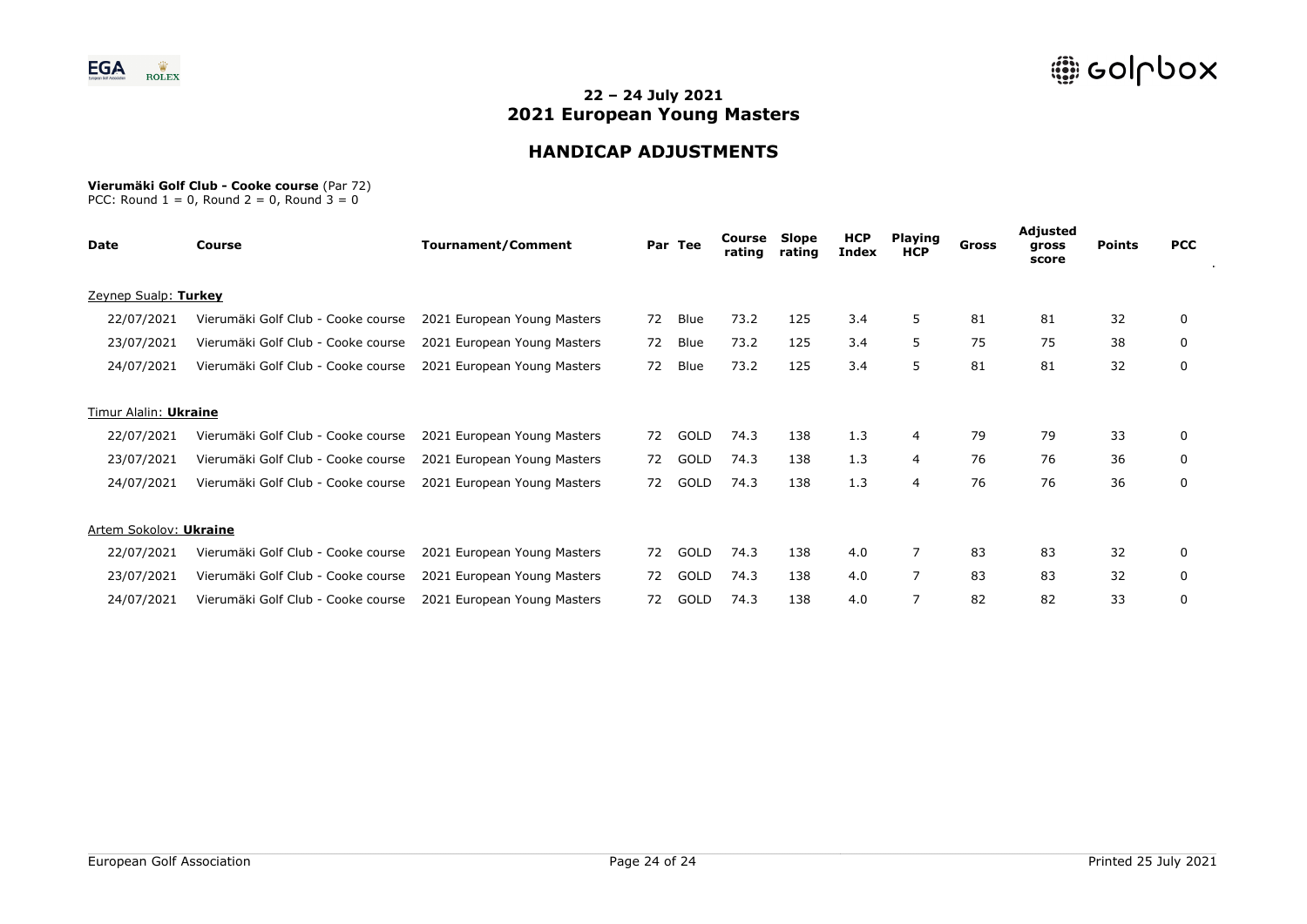## 22 – 24 July 2021
## 2021 European Young Masters

### HANDICAP ADJUSTMENTS

**Vierumäki Golf Club - Cooke course** (Par 72)
PCC: Round 1 = 0, Round 2 = 0, Round 3 = 0

| Date | Course | Tournament/Comment | Par | Tee | Course rating | Slope rating | HCP Index | Playing HCP | Gross | Adjusted gross score | Points | PCC |
|---|---|---|---|---|---|---|---|---|---|---|---|---|
| Zeynep Sualp: **Turkey** | | | | | | | | | | | | |
| 22/07/2021 | Vierumäki Golf Club - Cooke course | 2021 European Young Masters | 72 | Blue | 73.2 | 125 | 3.4 | 5 | 81 | 81 | 32 | 0 |
| 23/07/2021 | Vierumäki Golf Club - Cooke course | 2021 European Young Masters | 72 | Blue | 73.2 | 125 | 3.4 | 5 | 75 | 75 | 38 | 0 |
| 24/07/2021 | Vierumäki Golf Club - Cooke course | 2021 European Young Masters | 72 | Blue | 73.2 | 125 | 3.4 | 5 | 81 | 81 | 32 | 0 |
| Timur Alalin: **Ukraine** | | | | | | | | | | | | |
| 22/07/2021 | Vierumäki Golf Club - Cooke course | 2021 European Young Masters | 72 | GOLD | 74.3 | 138 | 1.3 | 4 | 79 | 79 | 33 | 0 |
| 23/07/2021 | Vierumäki Golf Club - Cooke course | 2021 European Young Masters | 72 | GOLD | 74.3 | 138 | 1.3 | 4 | 76 | 76 | 36 | 0 |
| 24/07/2021 | Vierumäki Golf Club - Cooke course | 2021 European Young Masters | 72 | GOLD | 74.3 | 138 | 1.3 | 4 | 76 | 76 | 36 | 0 |
| Artem Sokolov: **Ukraine** | | | | | | | | | | | | |
| 22/07/2021 | Vierumäki Golf Club - Cooke course | 2021 European Young Masters | 72 | GOLD | 74.3 | 138 | 4.0 | 7 | 83 | 83 | 32 | 0 |
| 23/07/2021 | Vierumäki Golf Club - Cooke course | 2021 European Young Masters | 72 | GOLD | 74.3 | 138 | 4.0 | 7 | 83 | 83 | 32 | 0 |
| 24/07/2021 | Vierumäki Golf Club - Cooke course | 2021 European Young Masters | 72 | GOLD | 74.3 | 138 | 4.0 | 7 | 82 | 82 | 33 | 0 |